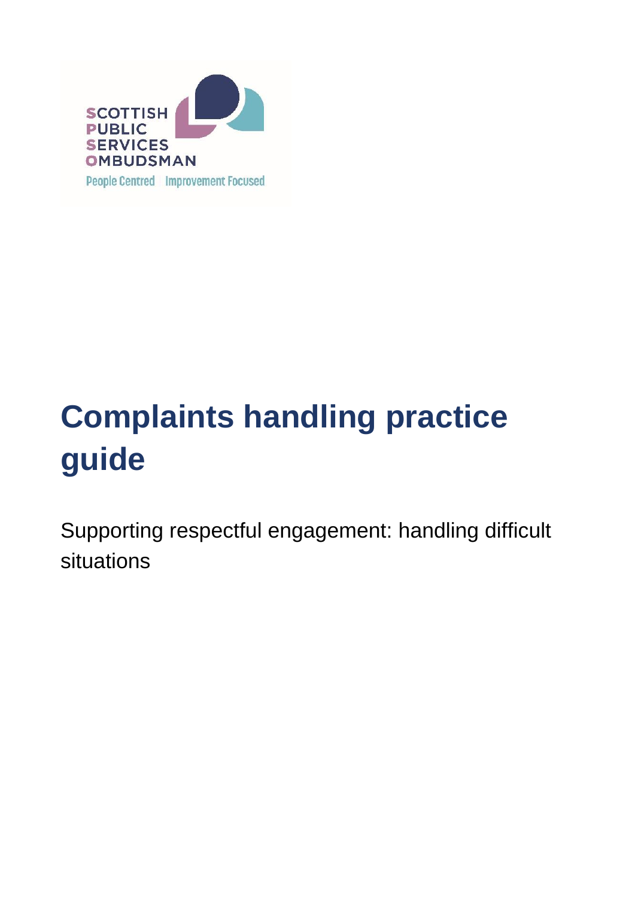# Complaints handling practice guide

Supporting respectful engagement: handling difficult situations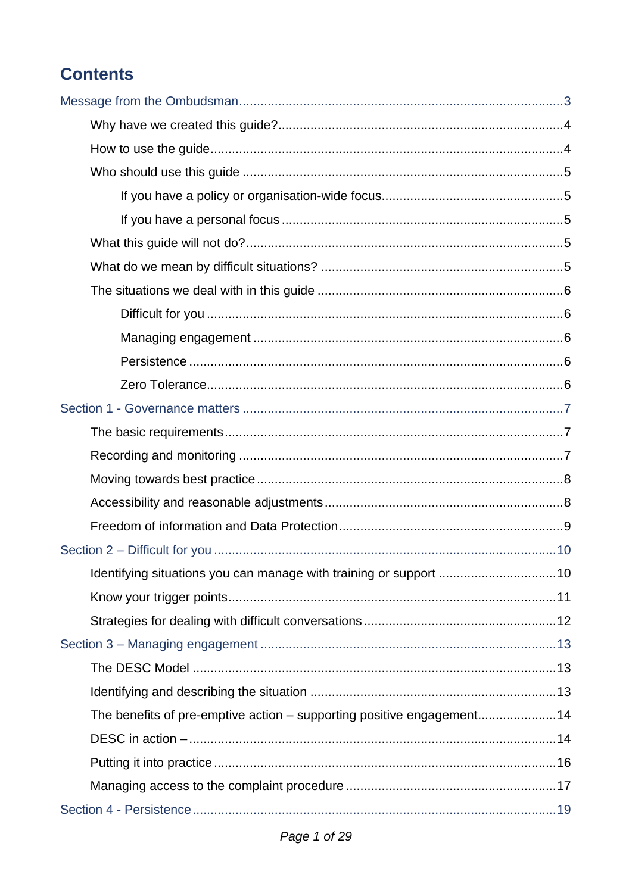# Contents

Message from the Ombudsman....................3

- Why have we created this guide?....................4
- How to use the guide....................4
- Who should use this guide....................5
  - If you have a policy or organisation-wide focus....................5
  - If you have a personal focus....................5
- What this guide will not do?....................5
- What do we mean by difficult situations?....................5
- The situations we deal with in this guide....................6
  - Difficult for you....................6
  - Managing engagement....................6
  - Persistence....................6
  - Zero Tolerance....................6

Section 1 - Governance matters....................7

- The basic requirements....................7
- Recording and monitoring....................7
- Moving towards best practice....................8
- Accessibility and reasonable adjustments....................8
- Freedom of information and Data Protection....................9

Section 2 – Difficult for you....................10

- Identifying situations you can manage with training or support....................10
- Know your trigger points....................11
- Strategies for dealing with difficult conversations....................12

Section 3 – Managing engagement....................13

- The DESC Model....................13
- Identifying and describing the situation....................13
- The benefits of pre-emptive action – supporting positive engagement....................14
- DESC in action –....................14
- Putting it into practice....................16
- Managing access to the complaint procedure....................17

Section 4 - Persistence....................19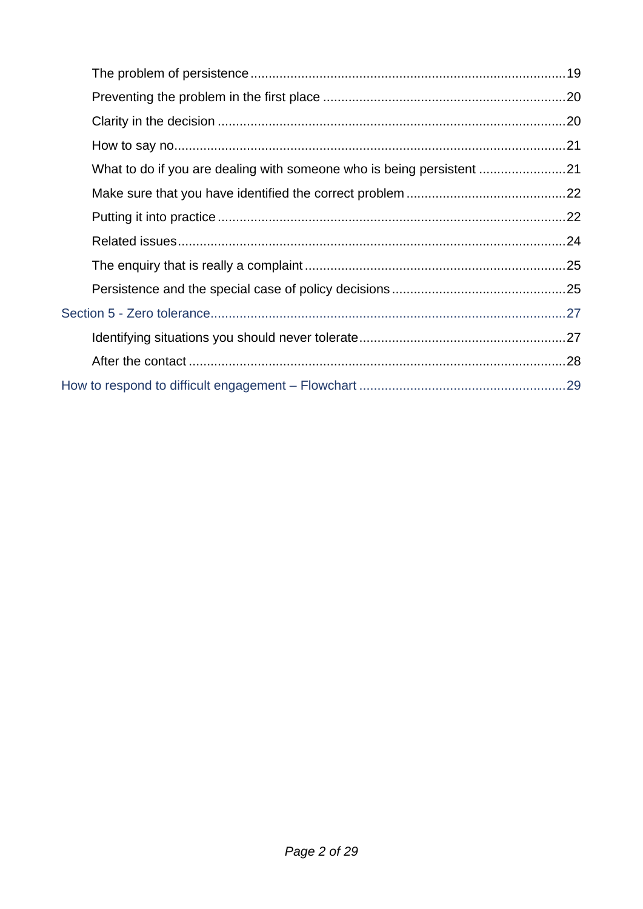The problem of persistence ........................................................................................ 19

Preventing the problem in the first place ...................................................................... 20

Clarity in the decision ................................................................................................ 20

How to say no ............................................................................................................ 21

What to do if you are dealing with someone who is being persistent .......................... 21

Make sure that you have identified the correct problem ............................................ 22

Putting it into practice ................................................................................................ 22

Related issues ........................................................................................................... 24

The enquiry that is really a complaint ........................................................................ 25

Persistence and the special case of policy decisions ................................................ 25

Section 5 - Zero tolerance .................................................................................................. 27

Identifying situations you should never tolerate ......................................................... 27

After the contact ........................................................................................................ 28

How to respond to difficult engagement – Flowchart ......................................................... 29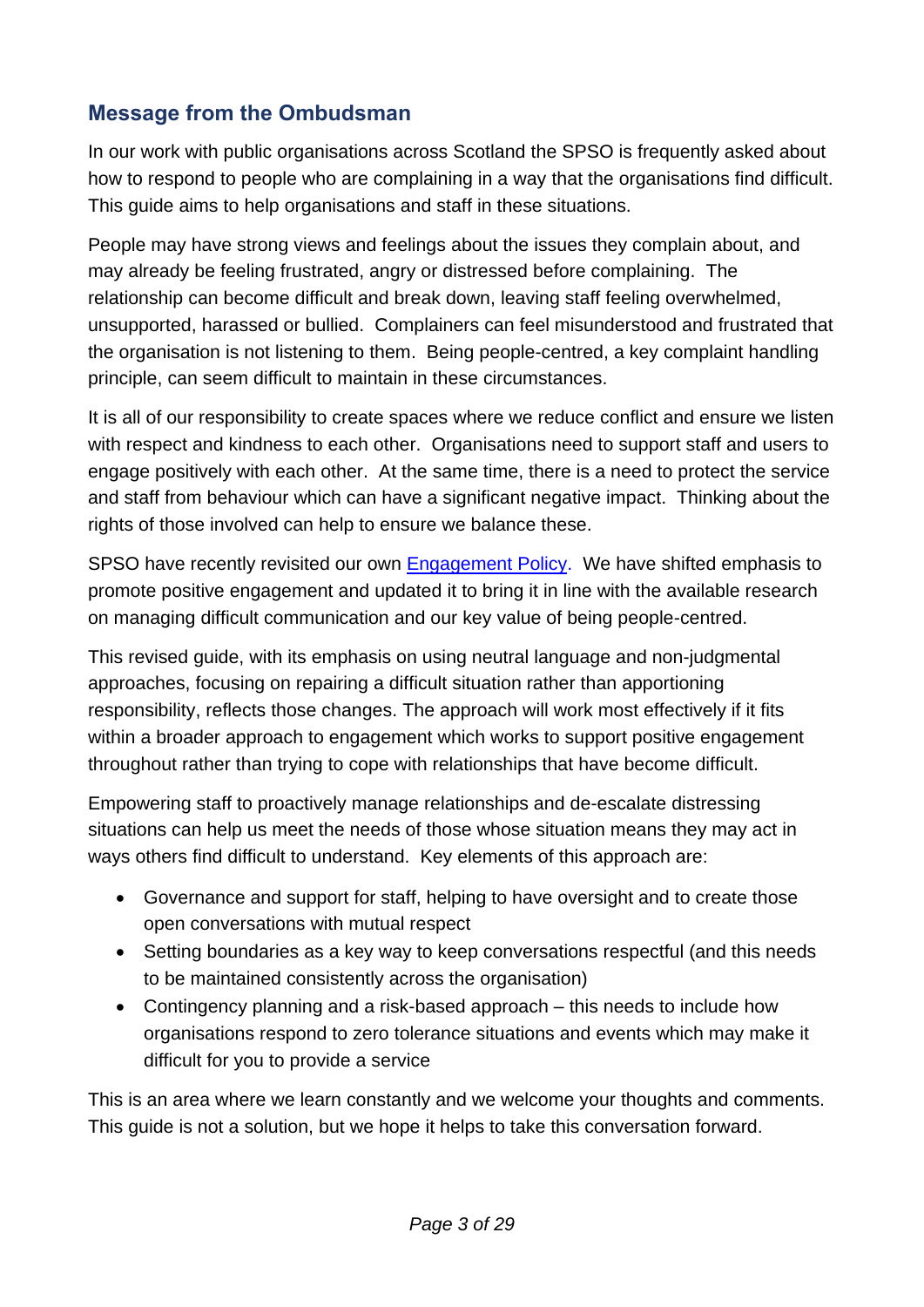## Message from the Ombudsman

In our work with public organisations across Scotland the SPSO is frequently asked about how to respond to people who are complaining in a way that the organisations find difficult. This guide aims to help organisations and staff in these situations.

People may have strong views and feelings about the issues they complain about, and may already be feeling frustrated, angry or distressed before complaining. The relationship can become difficult and break down, leaving staff feeling overwhelmed, unsupported, harassed or bullied. Complainers can feel misunderstood and frustrated that the organisation is not listening to them. Being people-centred, a key complaint handling principle, can seem difficult to maintain in these circumstances.

It is all of our responsibility to create spaces where we reduce conflict and ensure we listen with respect and kindness to each other. Organisations need to support staff and users to engage positively with each other. At the same time, there is a need to protect the service and staff from behaviour which can have a significant negative impact. Thinking about the rights of those involved can help to ensure we balance these.

SPSO have recently revisited our own Engagement Policy. We have shifted emphasis to promote positive engagement and updated it to bring it in line with the available research on managing difficult communication and our key value of being people-centred.

This revised guide, with its emphasis on using neutral language and non-judgmental approaches, focusing on repairing a difficult situation rather than apportioning responsibility, reflects those changes. The approach will work most effectively if it fits within a broader approach to engagement which works to support positive engagement throughout rather than trying to cope with relationships that have become difficult.

Empowering staff to proactively manage relationships and de-escalate distressing situations can help us meet the needs of those whose situation means they may act in ways others find difficult to understand. Key elements of this approach are:

- Governance and support for staff, helping to have oversight and to create those open conversations with mutual respect
- Setting boundaries as a key way to keep conversations respectful (and this needs to be maintained consistently across the organisation)
- Contingency planning and a risk-based approach – this needs to include how organisations respond to zero tolerance situations and events which may make it difficult for you to provide a service

This is an area where we learn constantly and we welcome your thoughts and comments. This guide is not a solution, but we hope it helps to take this conversation forward.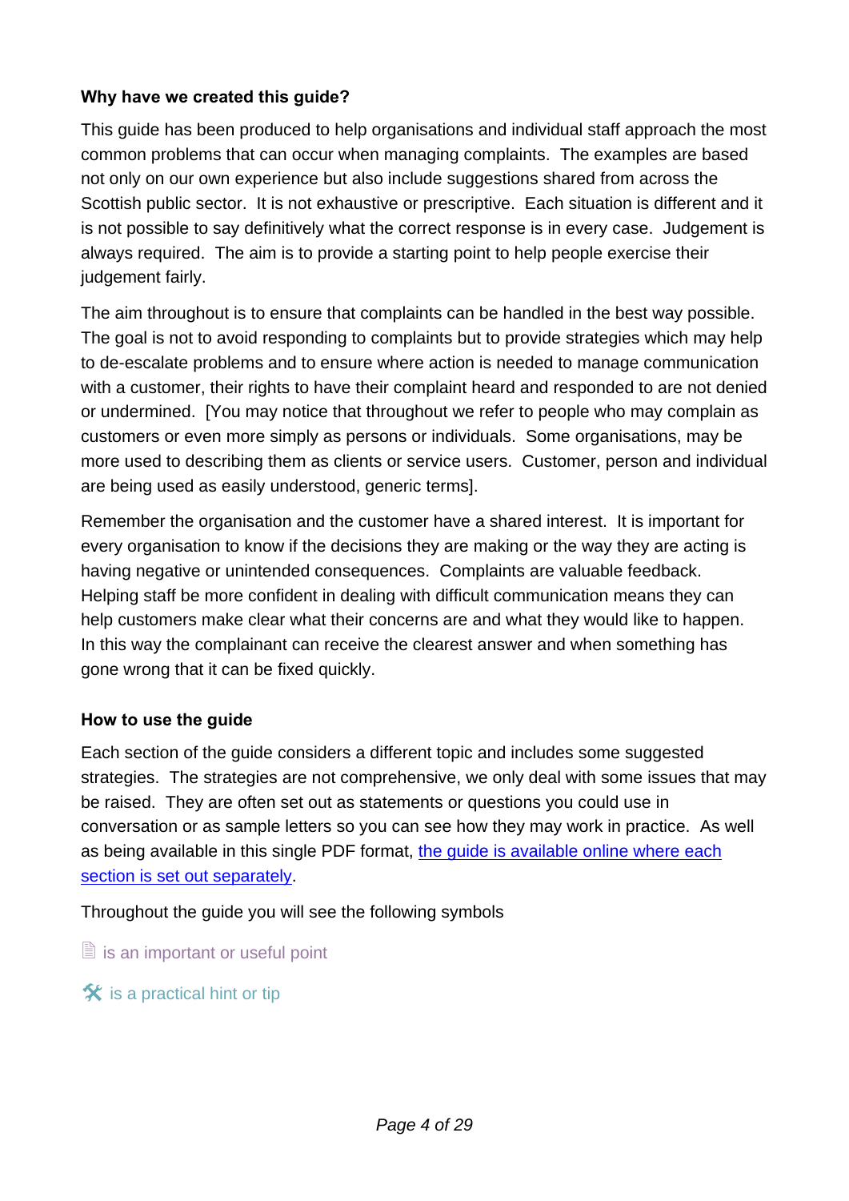**Why have we created this guide?**

This guide has been produced to help organisations and individual staff approach the most common problems that can occur when managing complaints. The examples are based not only on our own experience but also include suggestions shared from across the Scottish public sector. It is not exhaustive or prescriptive. Each situation is different and it is not possible to say definitively what the correct response is in every case. Judgement is always required. The aim is to provide a starting point to help people exercise their judgement fairly.

The aim throughout is to ensure that complaints can be handled in the best way possible. The goal is not to avoid responding to complaints but to provide strategies which may help to de-escalate problems and to ensure where action is needed to manage communication with a customer, their rights to have their complaint heard and responded to are not denied or undermined. [You may notice that throughout we refer to people who may complain as customers or even more simply as persons or individuals. Some organisations, may be more used to describing them as clients or service users. Customer, person and individual are being used as easily understood, generic terms].

Remember the organisation and the customer have a shared interest. It is important for every organisation to know if the decisions they are making or the way they are acting is having negative or unintended consequences. Complaints are valuable feedback. Helping staff be more confident in dealing with difficult communication means they can help customers make clear what their concerns are and what they would like to happen. In this way the complainant can receive the clearest answer and when something has gone wrong that it can be fixed quickly.

**How to use the guide**

Each section of the guide considers a different topic and includes some suggested strategies. The strategies are not comprehensive, we only deal with some issues that may be raised. They are often set out as statements or questions you could use in conversation or as sample letters so you can see how they may work in practice. As well as being available in this single PDF format, the guide is available online where each section is set out separately.

Throughout the guide you will see the following symbols

🗎 is an important or useful point

🛠 is a practical hint or tip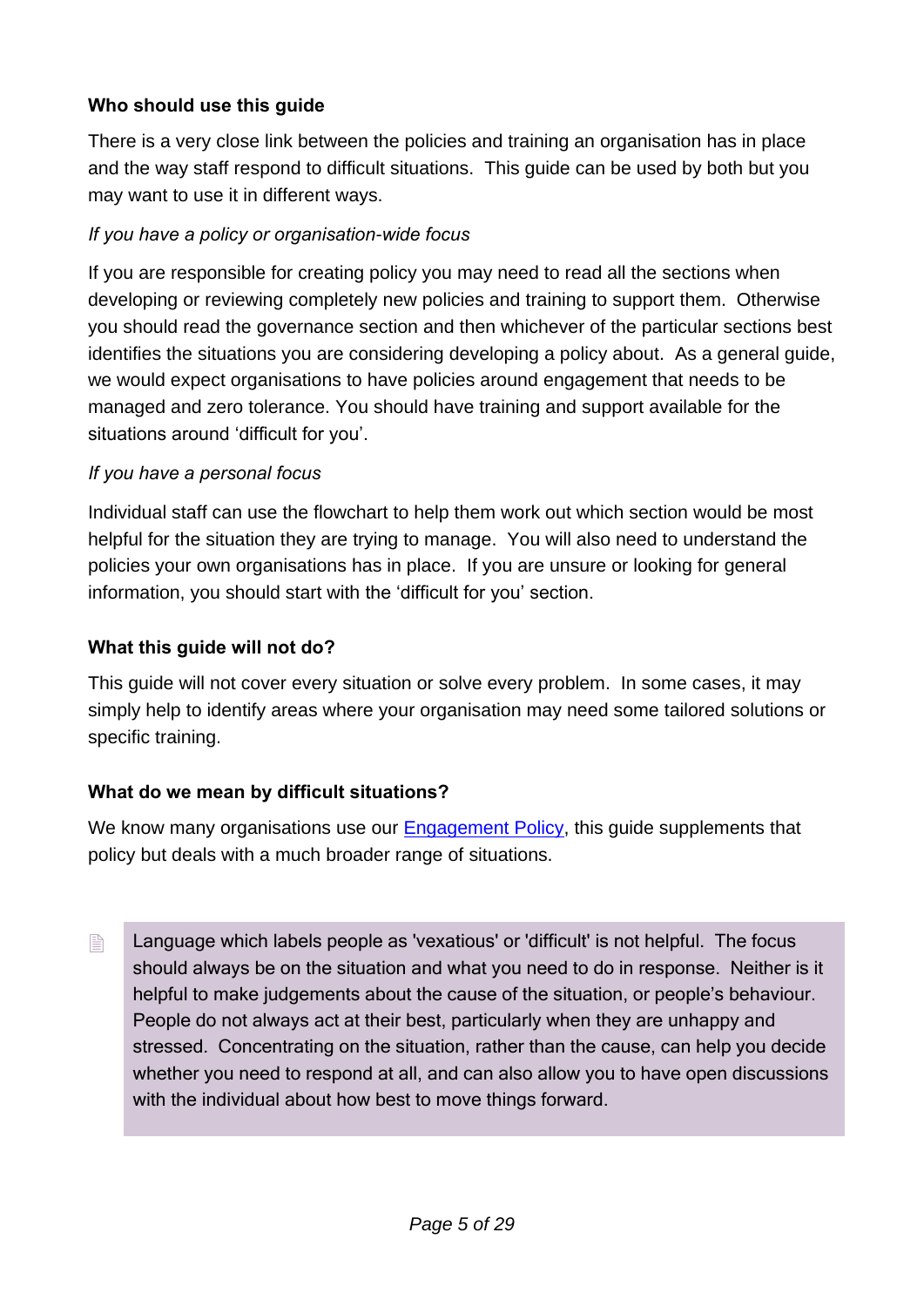### Who should use this guide

There is a very close link between the policies and training an organisation has in place and the way staff respond to difficult situations. This guide can be used by both but you may want to use it in different ways.

*If you have a policy or organisation-wide focus*

If you are responsible for creating policy you may need to read all the sections when developing or reviewing completely new policies and training to support them. Otherwise you should read the governance section and then whichever of the particular sections best identifies the situations you are considering developing a policy about. As a general guide, we would expect organisations to have policies around engagement that needs to be managed and zero tolerance. You should have training and support available for the situations around 'difficult for you'.

*If you have a personal focus*

Individual staff can use the flowchart to help them work out which section would be most helpful for the situation they are trying to manage. You will also need to understand the policies your own organisations has in place. If you are unsure or looking for general information, you should start with the 'difficult for you' section.

### What this guide will not do?

This guide will not cover every situation or solve every problem. In some cases, it may simply help to identify areas where your organisation may need some tailored solutions or specific training.

### What do we mean by difficult situations?

We know many organisations use our [Engagement Policy](), this guide supplements that policy but deals with a much broader range of situations.

> Language which labels people as 'vexatious' or 'difficult' is not helpful. The focus should always be on the situation and what you need to do in response. Neither is it helpful to make judgements about the cause of the situation, or people's behaviour. People do not always act at their best, particularly when they are unhappy and stressed. Concentrating on the situation, rather than the cause, can help you decide whether you need to respond at all, and can also allow you to have open discussions with the individual about how best to move things forward.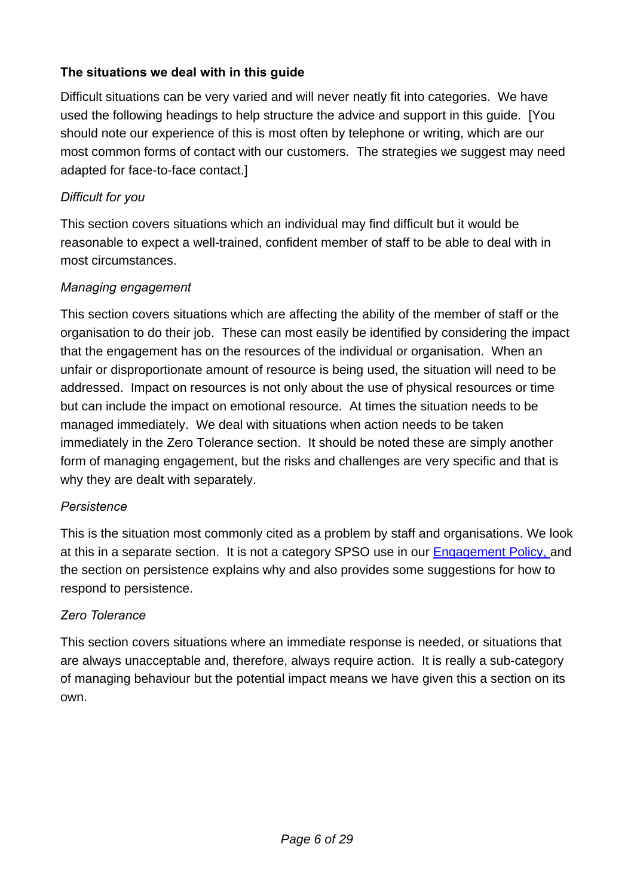**The situations we deal with in this guide**

Difficult situations can be very varied and will never neatly fit into categories. We have used the following headings to help structure the advice and support in this guide. [You should note our experience of this is most often by telephone or writing, which are our most common forms of contact with our customers. The strategies we suggest may need adapted for face-to-face contact.]

*Difficult for you*

This section covers situations which an individual may find difficult but it would be reasonable to expect a well-trained, confident member of staff to be able to deal with in most circumstances.

*Managing engagement*

This section covers situations which are affecting the ability of the member of staff or the organisation to do their job. These can most easily be identified by considering the impact that the engagement has on the resources of the individual or organisation. When an unfair or disproportionate amount of resource is being used, the situation will need to be addressed. Impact on resources is not only about the use of physical resources or time but can include the impact on emotional resource. At times the situation needs to be managed immediately. We deal with situations when action needs to be taken immediately in the Zero Tolerance section. It should be noted these are simply another form of managing engagement, but the risks and challenges are very specific and that is why they are dealt with separately.

*Persistence*

This is the situation most commonly cited as a problem by staff and organisations. We look at this in a separate section. It is not a category SPSO use in our Engagement Policy, and the section on persistence explains why and also provides some suggestions for how to respond to persistence.

*Zero Tolerance*

This section covers situations where an immediate response is needed, or situations that are always unacceptable and, therefore, always require action. It is really a sub-category of managing behaviour but the potential impact means we have given this a section on its own.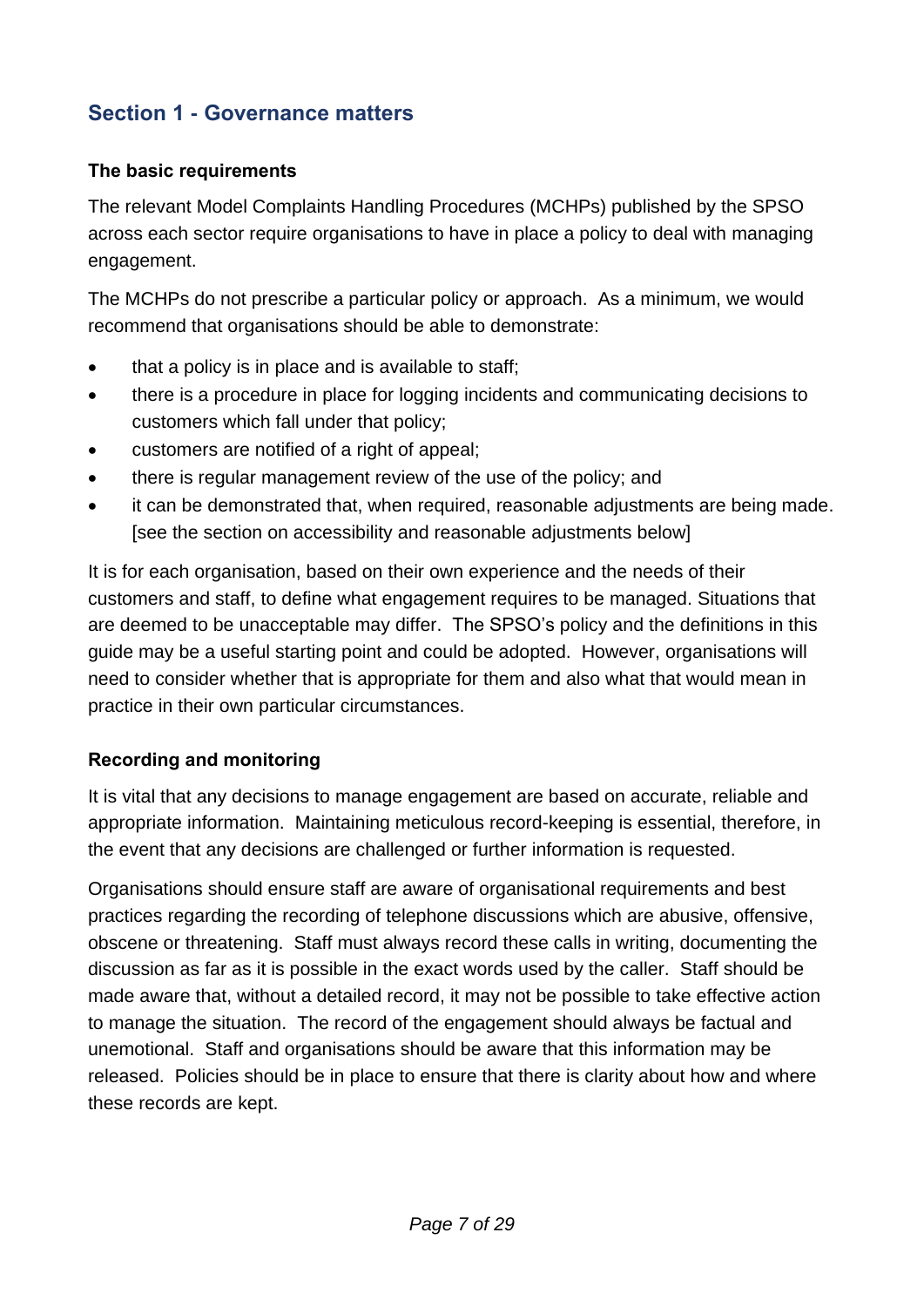## Section 1 - Governance matters

### The basic requirements

The relevant Model Complaints Handling Procedures (MCHPs) published by the SPSO across each sector require organisations to have in place a policy to deal with managing engagement.

The MCHPs do not prescribe a particular policy or approach. As a minimum, we would recommend that organisations should be able to demonstrate:

- that a policy is in place and is available to staff;
- there is a procedure in place for logging incidents and communicating decisions to customers which fall under that policy;
- customers are notified of a right of appeal;
- there is regular management review of the use of the policy; and
- it can be demonstrated that, when required, reasonable adjustments are being made. [see the section on accessibility and reasonable adjustments below]

It is for each organisation, based on their own experience and the needs of their customers and staff, to define what engagement requires to be managed. Situations that are deemed to be unacceptable may differ. The SPSO's policy and the definitions in this guide may be a useful starting point and could be adopted. However, organisations will need to consider whether that is appropriate for them and also what that would mean in practice in their own particular circumstances.

### Recording and monitoring

It is vital that any decisions to manage engagement are based on accurate, reliable and appropriate information. Maintaining meticulous record-keeping is essential, therefore, in the event that any decisions are challenged or further information is requested.

Organisations should ensure staff are aware of organisational requirements and best practices regarding the recording of telephone discussions which are abusive, offensive, obscene or threatening. Staff must always record these calls in writing, documenting the discussion as far as it is possible in the exact words used by the caller. Staff should be made aware that, without a detailed record, it may not be possible to take effective action to manage the situation. The record of the engagement should always be factual and unemotional. Staff and organisations should be aware that this information may be released. Policies should be in place to ensure that there is clarity about how and where these records are kept.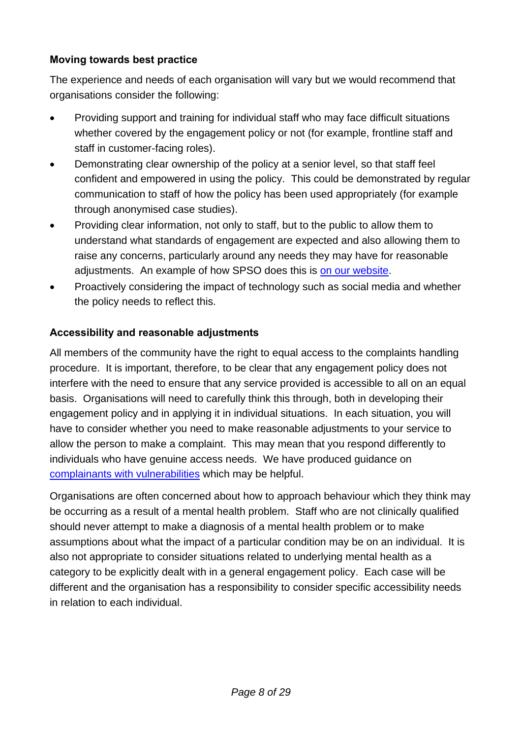## Moving towards best practice

The experience and needs of each organisation will vary but we would recommend that organisations consider the following:

- Providing support and training for individual staff who may face difficult situations whether covered by the engagement policy or not (for example, frontline staff and staff in customer-facing roles).
- Demonstrating clear ownership of the policy at a senior level, so that staff feel confident and empowered in using the policy. This could be demonstrated by regular communication to staff of how the policy has been used appropriately (for example through anonymised case studies).
- Providing clear information, not only to staff, but to the public to allow them to understand what standards of engagement are expected and also allowing them to raise any concerns, particularly around any needs they may have for reasonable adjustments. An example of how SPSO does this is on our website.
- Proactively considering the impact of technology such as social media and whether the policy needs to reflect this.

## Accessibility and reasonable adjustments

All members of the community have the right to equal access to the complaints handling procedure. It is important, therefore, to be clear that any engagement policy does not interfere with the need to ensure that any service provided is accessible to all on an equal basis. Organisations will need to carefully think this through, both in developing their engagement policy and in applying it in individual situations. In each situation, you will have to consider whether you need to make reasonable adjustments to your service to allow the person to make a complaint. This may mean that you respond differently to individuals who have genuine access needs. We have produced guidance on complainants with vulnerabilities which may be helpful.

Organisations are often concerned about how to approach behaviour which they think may be occurring as a result of a mental health problem. Staff who are not clinically qualified should never attempt to make a diagnosis of a mental health problem or to make assumptions about what the impact of a particular condition may be on an individual. It is also not appropriate to consider situations related to underlying mental health as a category to be explicitly dealt with in a general engagement policy. Each case will be different and the organisation has a responsibility to consider specific accessibility needs in relation to each individual.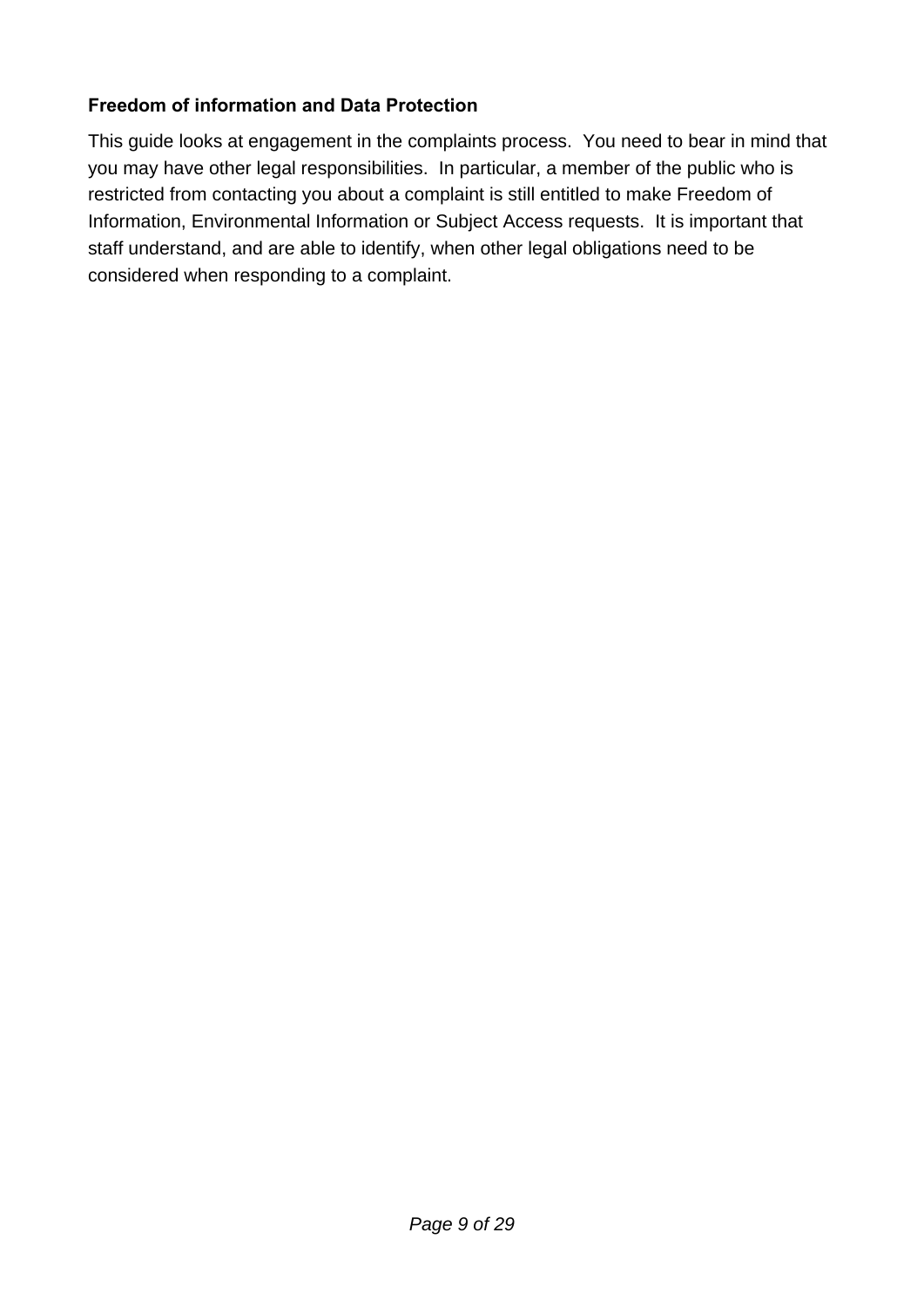### Freedom of information and Data Protection

This guide looks at engagement in the complaints process. You need to bear in mind that you may have other legal responsibilities. In particular, a member of the public who is restricted from contacting you about a complaint is still entitled to make Freedom of Information, Environmental Information or Subject Access requests. It is important that staff understand, and are able to identify, when other legal obligations need to be considered when responding to a complaint.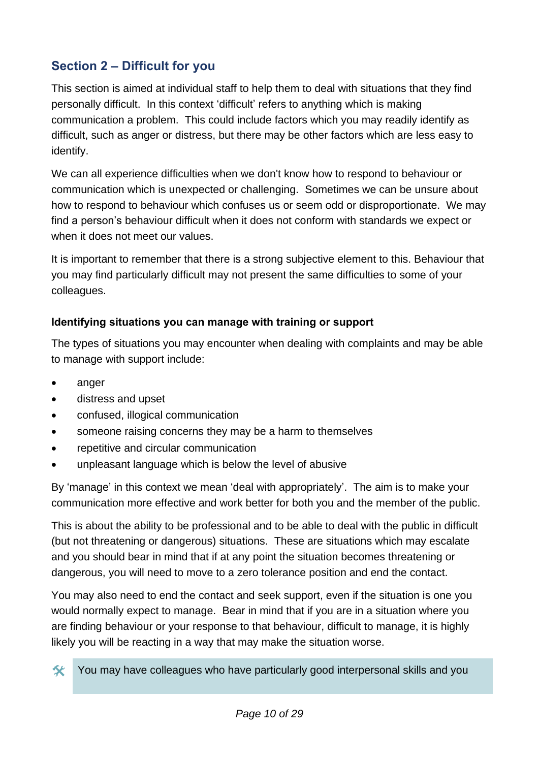## Section 2 – Difficult for you

This section is aimed at individual staff to help them to deal with situations that they find personally difficult. In this context 'difficult' refers to anything which is making communication a problem. This could include factors which you may readily identify as difficult, such as anger or distress, but there may be other factors which are less easy to identify.

We can all experience difficulties when we don't know how to respond to behaviour or communication which is unexpected or challenging. Sometimes we can be unsure about how to respond to behaviour which confuses us or seem odd or disproportionate. We may find a person's behaviour difficult when it does not conform with standards we expect or when it does not meet our values.

It is important to remember that there is a strong subjective element to this. Behaviour that you may find particularly difficult may not present the same difficulties to some of your colleagues.

### Identifying situations you can manage with training or support

The types of situations you may encounter when dealing with complaints and may be able to manage with support include:

- anger
- distress and upset
- confused, illogical communication
- someone raising concerns they may be a harm to themselves
- repetitive and circular communication
- unpleasant language which is below the level of abusive

By 'manage' in this context we mean 'deal with appropriately'. The aim is to make your communication more effective and work better for both you and the member of the public.

This is about the ability to be professional and to be able to deal with the public in difficult (but not threatening or dangerous) situations. These are situations which may escalate and you should bear in mind that if at any point the situation becomes threatening or dangerous, you will need to move to a zero tolerance position and end the contact.

You may also need to end the contact and seek support, even if the situation is one you would normally expect to manage. Bear in mind that if you are in a situation where you are finding behaviour or your response to that behaviour, difficult to manage, it is highly likely you will be reacting in a way that may make the situation worse.

> You may have colleagues who have particularly good interpersonal skills and you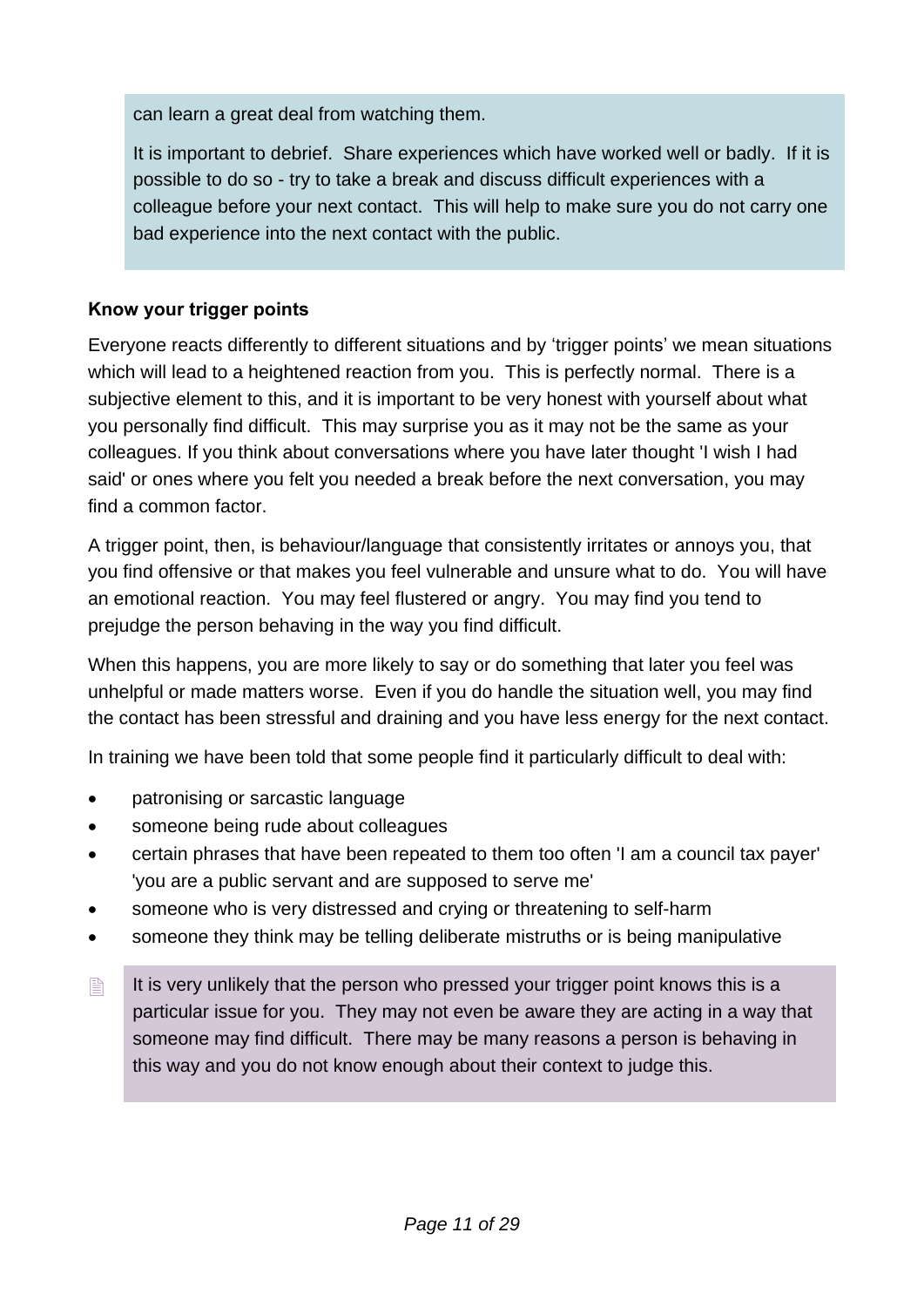can learn a great deal from watching them.

It is important to debrief. Share experiences which have worked well or badly. If it is possible to do so - try to take a break and discuss difficult experiences with a colleague before your next contact. This will help to make sure you do not carry one bad experience into the next contact with the public.

**Know your trigger points**

Everyone reacts differently to different situations and by ‘trigger points’ we mean situations which will lead to a heightened reaction from you. This is perfectly normal. There is a subjective element to this, and it is important to be very honest with yourself about what you personally find difficult. This may surprise you as it may not be the same as your colleagues. If you think about conversations where you have later thought 'I wish I had said' or ones where you felt you needed a break before the next conversation, you may find a common factor.

A trigger point, then, is behaviour/language that consistently irritates or annoys you, that you find offensive or that makes you feel vulnerable and unsure what to do. You will have an emotional reaction. You may feel flustered or angry. You may find you tend to prejudge the person behaving in the way you find difficult.

When this happens, you are more likely to say or do something that later you feel was unhelpful or made matters worse. Even if you do handle the situation well, you may find the contact has been stressful and draining and you have less energy for the next contact.

In training we have been told that some people find it particularly difficult to deal with:

- patronising or sarcastic language
- someone being rude about colleagues
- certain phrases that have been repeated to them too often 'I am a council tax payer' 'you are a public servant and are supposed to serve me'
- someone who is very distressed and crying or threatening to self-harm
- someone they think may be telling deliberate mistruths or is being manipulative

It is very unlikely that the person who pressed your trigger point knows this is a particular issue for you. They may not even be aware they are acting in a way that someone may find difficult. There may be many reasons a person is behaving in this way and you do not know enough about their context to judge this.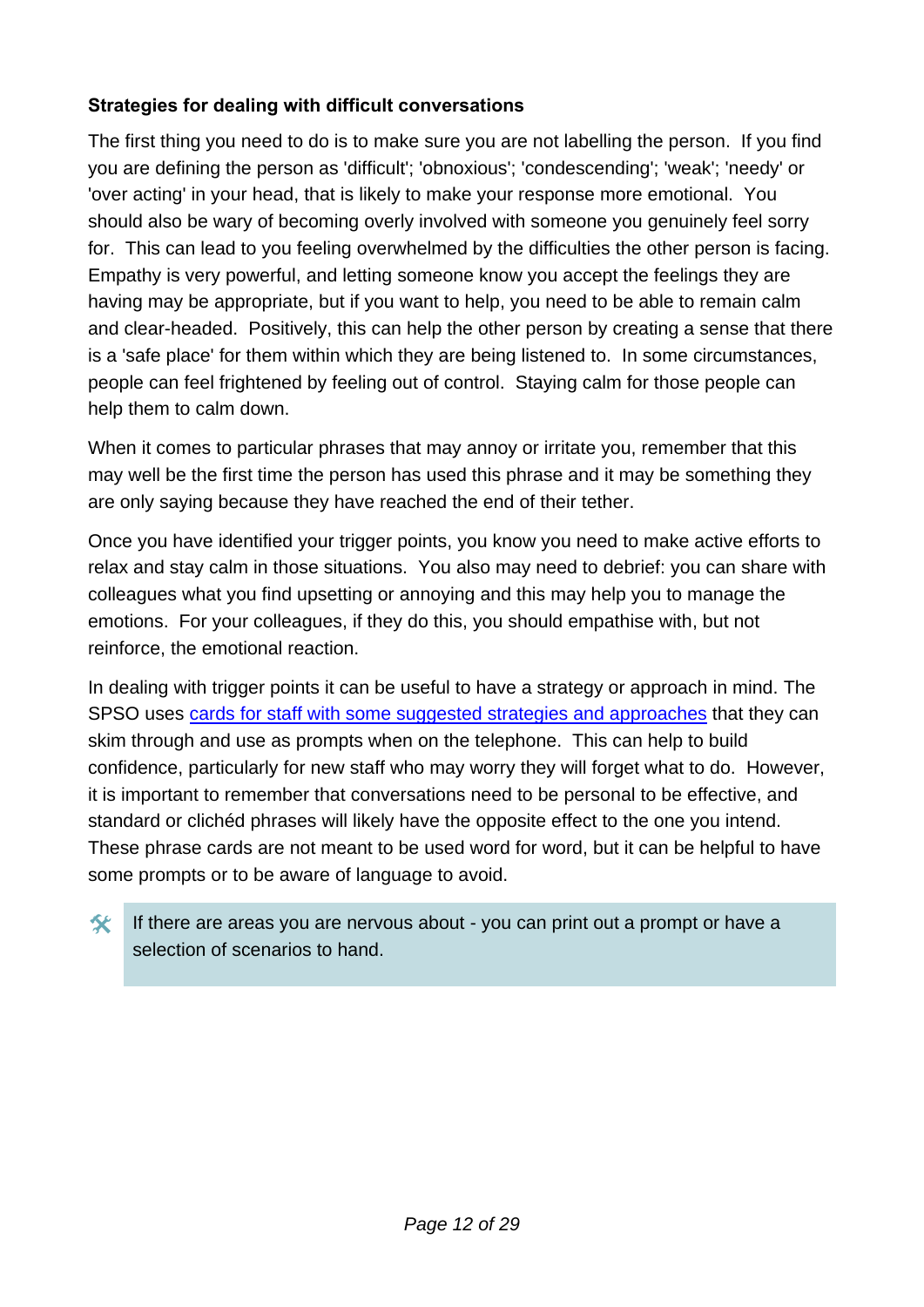**Strategies for dealing with difficult conversations**

The first thing you need to do is to make sure you are not labelling the person. If you find you are defining the person as 'difficult'; 'obnoxious'; 'condescending'; 'weak'; 'needy' or 'over acting' in your head, that is likely to make your response more emotional. You should also be wary of becoming overly involved with someone you genuinely feel sorry for. This can lead to you feeling overwhelmed by the difficulties the other person is facing. Empathy is very powerful, and letting someone know you accept the feelings they are having may be appropriate, but if you want to help, you need to be able to remain calm and clear-headed. Positively, this can help the other person by creating a sense that there is a 'safe place' for them within which they are being listened to. In some circumstances, people can feel frightened by feeling out of control. Staying calm for those people can help them to calm down.

When it comes to particular phrases that may annoy or irritate you, remember that this may well be the first time the person has used this phrase and it may be something they are only saying because they have reached the end of their tether.

Once you have identified your trigger points, you know you need to make active efforts to relax and stay calm in those situations. You also may need to debrief: you can share with colleagues what you find upsetting or annoying and this may help you to manage the emotions. For your colleagues, if they do this, you should empathise with, but not reinforce, the emotional reaction.

In dealing with trigger points it can be useful to have a strategy or approach in mind. The SPSO uses cards for staff with some suggested strategies and approaches that they can skim through and use as prompts when on the telephone. This can help to build confidence, particularly for new staff who may worry they will forget what to do. However, it is important to remember that conversations need to be personal to be effective, and standard or clichéd phrases will likely have the opposite effect to the one you intend. These phrase cards are not meant to be used word for word, but it can be helpful to have some prompts or to be aware of language to avoid.

> 🛠 If there are areas you are nervous about - you can print out a prompt or have a selection of scenarios to hand.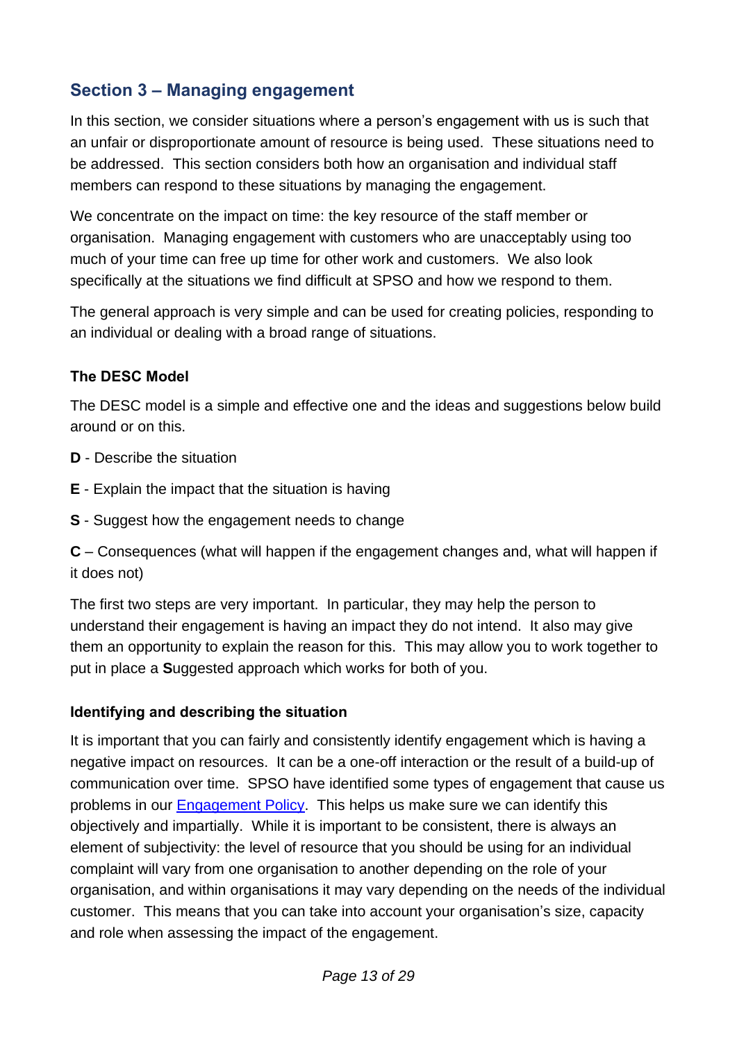## Section 3 – Managing engagement

In this section, we consider situations where a person's engagement with us is such that an unfair or disproportionate amount of resource is being used. These situations need to be addressed. This section considers both how an organisation and individual staff members can respond to these situations by managing the engagement.

We concentrate on the impact on time: the key resource of the staff member or organisation. Managing engagement with customers who are unacceptably using too much of your time can free up time for other work and customers. We also look specifically at the situations we find difficult at SPSO and how we respond to them.

The general approach is very simple and can be used for creating policies, responding to an individual or dealing with a broad range of situations.

### The DESC Model

The DESC model is a simple and effective one and the ideas and suggestions below build around or on this.

**D** - Describe the situation

**E** - Explain the impact that the situation is having

**S** - Suggest how the engagement needs to change

**C** – Consequences (what will happen if the engagement changes and, what will happen if it does not)

The first two steps are very important. In particular, they may help the person to understand their engagement is having an impact they do not intend. It also may give them an opportunity to explain the reason for this. This may allow you to work together to put in place a **S**uggested approach which works for both of you.

### Identifying and describing the situation

It is important that you can fairly and consistently identify engagement which is having a negative impact on resources. It can be a one-off interaction or the result of a build-up of communication over time. SPSO have identified some types of engagement that cause us problems in our [Engagement Policy](). This helps us make sure we can identify this objectively and impartially. While it is important to be consistent, there is always an element of subjectivity: the level of resource that you should be using for an individual complaint will vary from one organisation to another depending on the role of your organisation, and within organisations it may vary depending on the needs of the individual customer. This means that you can take into account your organisation's size, capacity and role when assessing the impact of the engagement.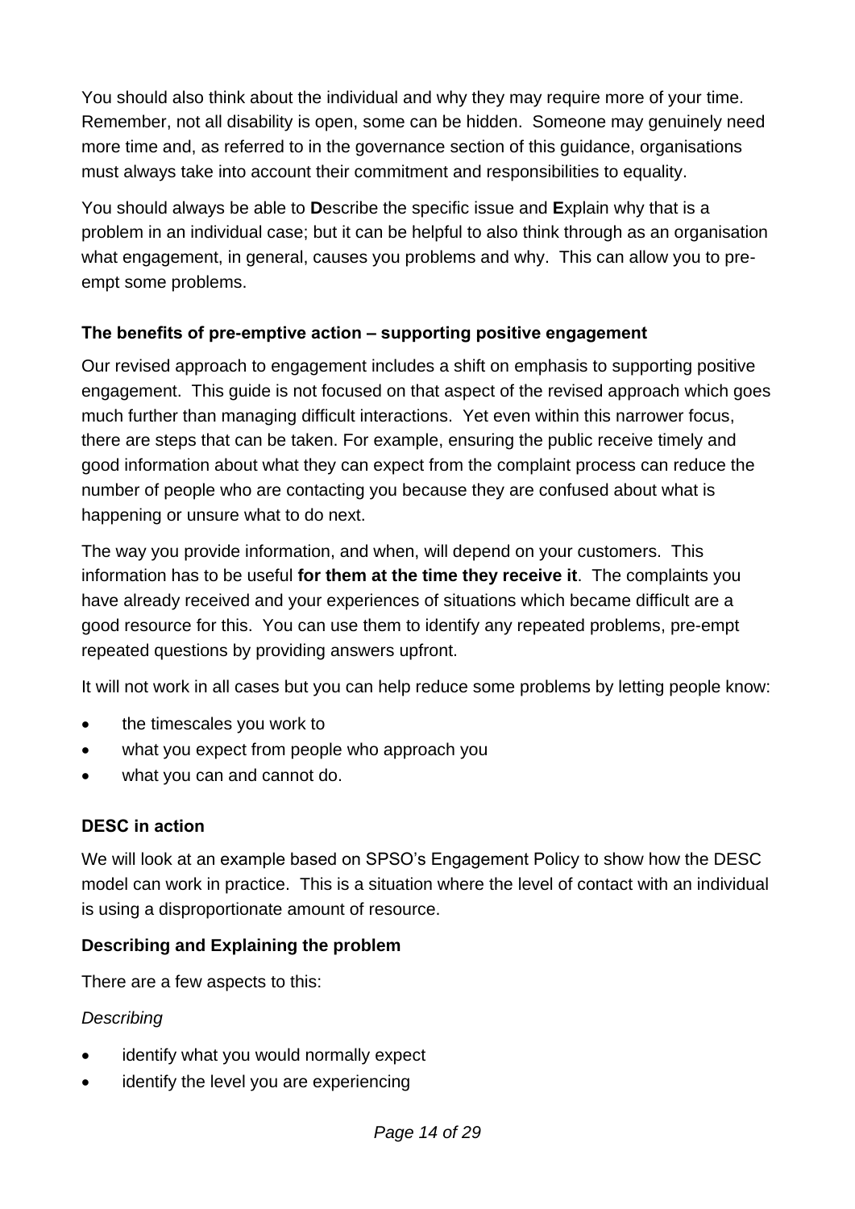You should also think about the individual and why they may require more of your time. Remember, not all disability is open, some can be hidden. Someone may genuinely need more time and, as referred to in the governance section of this guidance, organisations must always take into account their commitment and responsibilities to equality.

You should always be able to **D**escribe the specific issue and **E**xplain why that is a problem in an individual case; but it can be helpful to also think through as an organisation what engagement, in general, causes you problems and why. This can allow you to pre-empt some problems.

### The benefits of pre-emptive action – supporting positive engagement

Our revised approach to engagement includes a shift on emphasis to supporting positive engagement. This guide is not focused on that aspect of the revised approach which goes much further than managing difficult interactions. Yet even within this narrower focus, there are steps that can be taken. For example, ensuring the public receive timely and good information about what they can expect from the complaint process can reduce the number of people who are contacting you because they are confused about what is happening or unsure what to do next.

The way you provide information, and when, will depend on your customers. This information has to be useful **for them at the time they receive it**. The complaints you have already received and your experiences of situations which became difficult are a good resource for this. You can use them to identify any repeated problems, pre-empt repeated questions by providing answers upfront.

It will not work in all cases but you can help reduce some problems by letting people know:

- the timescales you work to
- what you expect from people who approach you
- what you can and cannot do.

### DESC in action

We will look at an example based on SPSO's Engagement Policy to show how the DESC model can work in practice. This is a situation where the level of contact with an individual is using a disproportionate amount of resource.

### Describing and Explaining the problem

There are a few aspects to this:

*Describing*

- identify what you would normally expect
- identify the level you are experiencing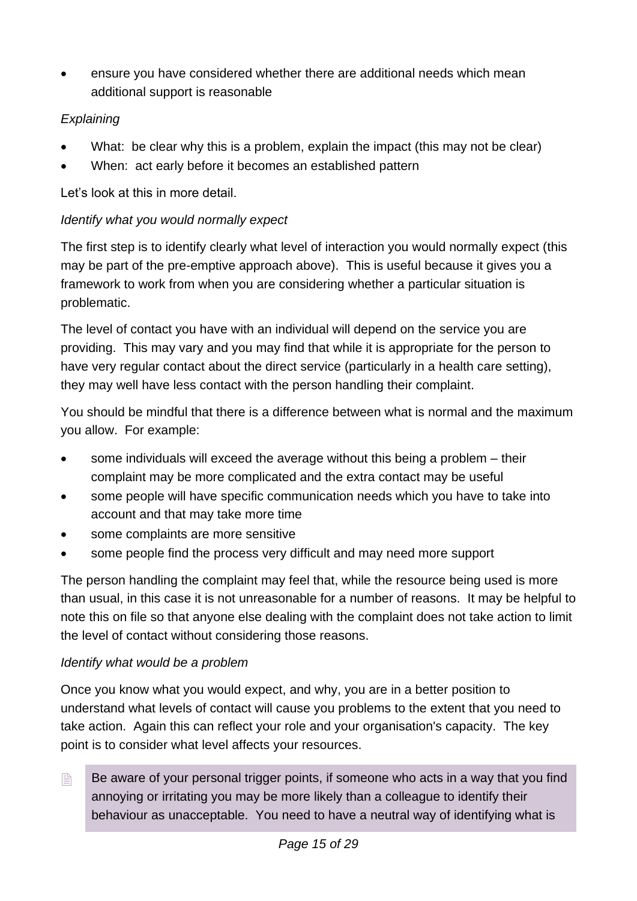- ensure you have considered whether there are additional needs which mean additional support is reasonable

*Explaining*

- What: be clear why this is a problem, explain the impact (this may not be clear)
- When: act early before it becomes an established pattern

Let's look at this in more detail.

*Identify what you would normally expect*

The first step is to identify clearly what level of interaction you would normally expect (this may be part of the pre-emptive approach above). This is useful because it gives you a framework to work from when you are considering whether a particular situation is problematic.

The level of contact you have with an individual will depend on the service you are providing. This may vary and you may find that while it is appropriate for the person to have very regular contact about the direct service (particularly in a health care setting), they may well have less contact with the person handling their complaint.

You should be mindful that there is a difference between what is normal and the maximum you allow. For example:

- some individuals will exceed the average without this being a problem – their complaint may be more complicated and the extra contact may be useful
- some people will have specific communication needs which you have to take into account and that may take more time
- some complaints are more sensitive
- some people find the process very difficult and may need more support

The person handling the complaint may feel that, while the resource being used is more than usual, in this case it is not unreasonable for a number of reasons. It may be helpful to note this on file so that anyone else dealing with the complaint does not take action to limit the level of contact without considering those reasons.

*Identify what would be a problem*

Once you know what you would expect, and why, you are in a better position to understand what levels of contact will cause you problems to the extent that you need to take action. Again this can reflect your role and your organisation's capacity. The key point is to consider what level affects your resources.

> Be aware of your personal trigger points, if someone who acts in a way that you find annoying or irritating you may be more likely than a colleague to identify their behaviour as unacceptable. You need to have a neutral way of identifying what is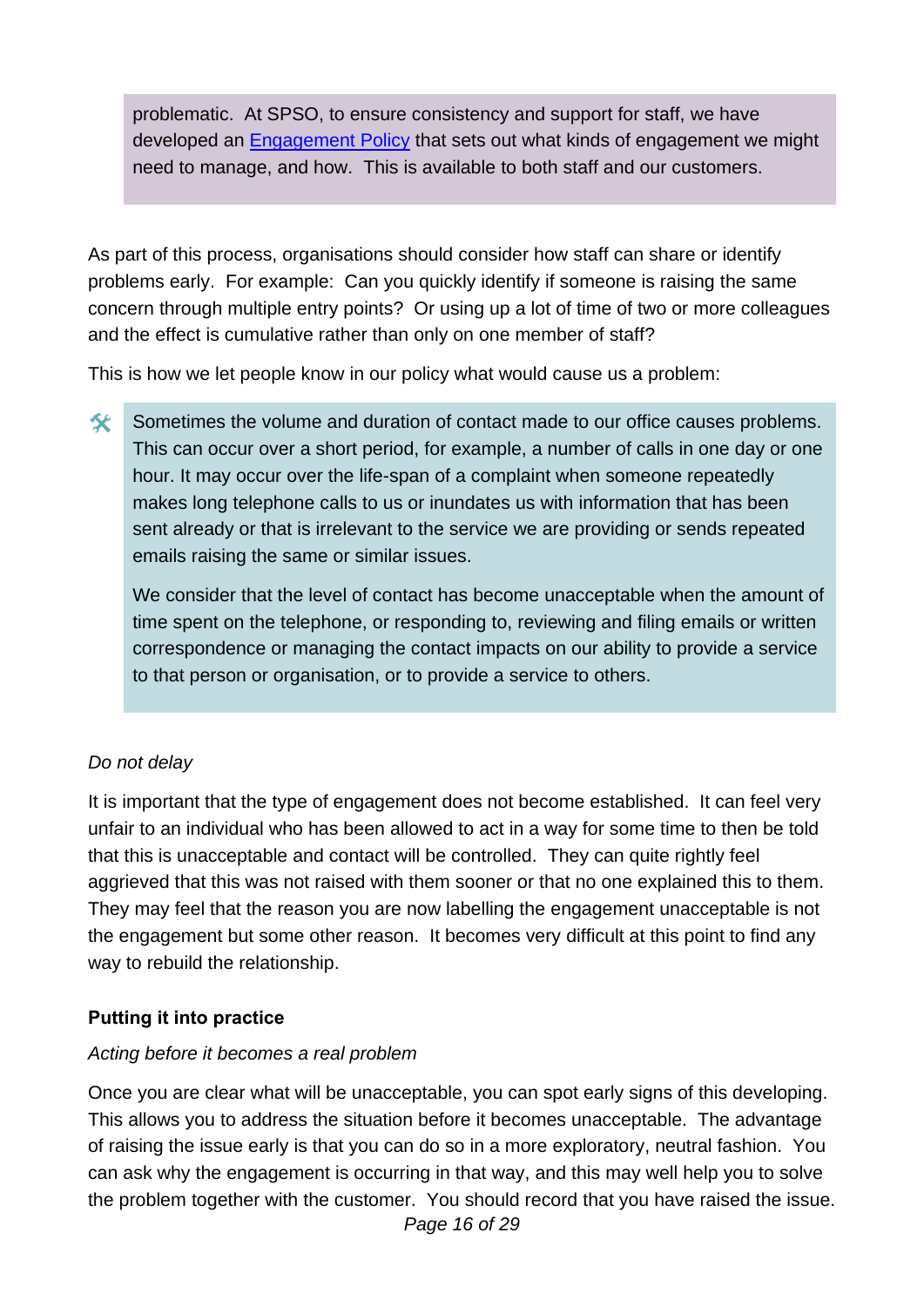problematic. At SPSO, to ensure consistency and support for staff, we have developed an [Engagement Policy]() that sets out what kinds of engagement we might need to manage, and how. This is available to both staff and our customers.

As part of this process, organisations should consider how staff can share or identify problems early. For example: Can you quickly identify if someone is raising the same concern through multiple entry points? Or using up a lot of time of two or more colleagues and the effect is cumulative rather than only on one member of staff?

This is how we let people know in our policy what would cause us a problem:

> Sometimes the volume and duration of contact made to our office causes problems. This can occur over a short period, for example, a number of calls in one day or one hour. It may occur over the life-span of a complaint when someone repeatedly makes long telephone calls to us or inundates us with information that has been sent already or that is irrelevant to the service we are providing or sends repeated emails raising the same or similar issues.
>
> We consider that the level of contact has become unacceptable when the amount of time spent on the telephone, or responding to, reviewing and filing emails or written correspondence or managing the contact impacts on our ability to provide a service to that person or organisation, or to provide a service to others.

*Do not delay*

It is important that the type of engagement does not become established. It can feel very unfair to an individual who has been allowed to act in a way for some time to then be told that this is unacceptable and contact will be controlled. They can quite rightly feel aggrieved that this was not raised with them sooner or that no one explained this to them. They may feel that the reason you are now labelling the engagement unacceptable is not the engagement but some other reason. It becomes very difficult at this point to find any way to rebuild the relationship.

**Putting it into practice**

*Acting before it becomes a real problem*

Once you are clear what will be unacceptable, you can spot early signs of this developing. This allows you to address the situation before it becomes unacceptable. The advantage of raising the issue early is that you can do so in a more exploratory, neutral fashion. You can ask why the engagement is occurring in that way, and this may well help you to solve the problem together with the customer. You should record that you have raised the issue.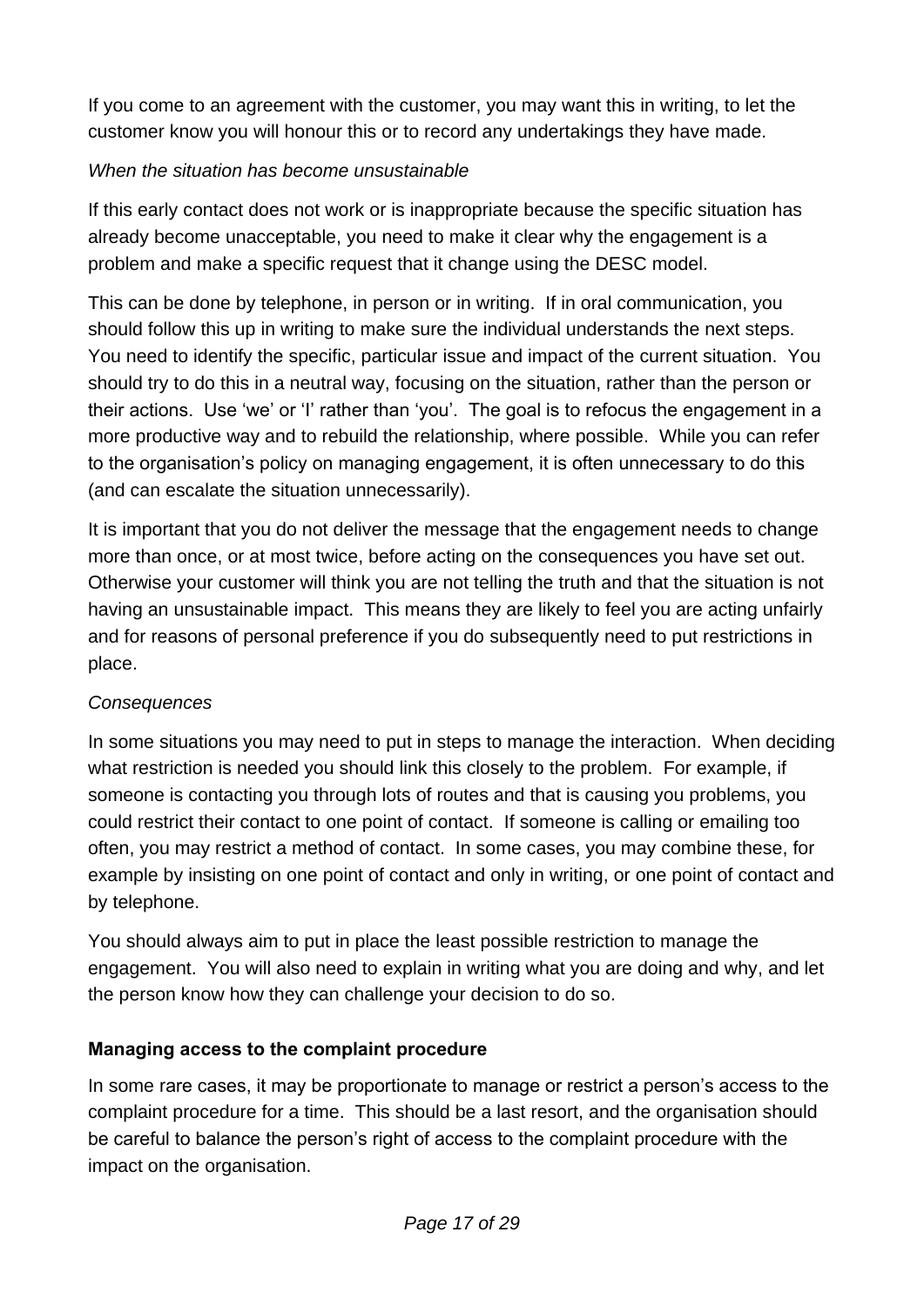If you come to an agreement with the customer, you may want this in writing, to let the customer know you will honour this or to record any undertakings they have made.

*When the situation has become unsustainable*

If this early contact does not work or is inappropriate because the specific situation has already become unacceptable, you need to make it clear why the engagement is a problem and make a specific request that it change using the DESC model.

This can be done by telephone, in person or in writing. If in oral communication, you should follow this up in writing to make sure the individual understands the next steps. You need to identify the specific, particular issue and impact of the current situation. You should try to do this in a neutral way, focusing on the situation, rather than the person or their actions. Use 'we' or 'I' rather than 'you'. The goal is to refocus the engagement in a more productive way and to rebuild the relationship, where possible. While you can refer to the organisation's policy on managing engagement, it is often unnecessary to do this (and can escalate the situation unnecessarily).

It is important that you do not deliver the message that the engagement needs to change more than once, or at most twice, before acting on the consequences you have set out. Otherwise your customer will think you are not telling the truth and that the situation is not having an unsustainable impact. This means they are likely to feel you are acting unfairly and for reasons of personal preference if you do subsequently need to put restrictions in place.

*Consequences*

In some situations you may need to put in steps to manage the interaction. When deciding what restriction is needed you should link this closely to the problem. For example, if someone is contacting you through lots of routes and that is causing you problems, you could restrict their contact to one point of contact. If someone is calling or emailing too often, you may restrict a method of contact. In some cases, you may combine these, for example by insisting on one point of contact and only in writing, or one point of contact and by telephone.

You should always aim to put in place the least possible restriction to manage the engagement. You will also need to explain in writing what you are doing and why, and let the person know how they can challenge your decision to do so.

**Managing access to the complaint procedure**

In some rare cases, it may be proportionate to manage or restrict a person's access to the complaint procedure for a time. This should be a last resort, and the organisation should be careful to balance the person's right of access to the complaint procedure with the impact on the organisation.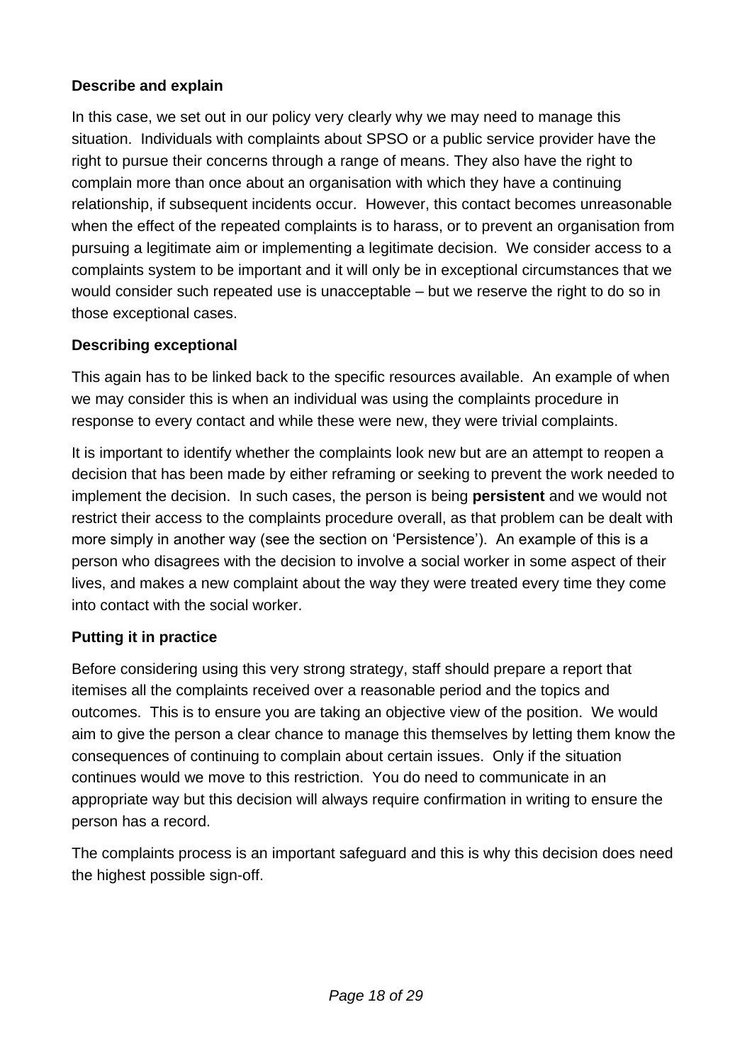**Describe and explain**

In this case, we set out in our policy very clearly why we may need to manage this situation. Individuals with complaints about SPSO or a public service provider have the right to pursue their concerns through a range of means. They also have the right to complain more than once about an organisation with which they have a continuing relationship, if subsequent incidents occur. However, this contact becomes unreasonable when the effect of the repeated complaints is to harass, or to prevent an organisation from pursuing a legitimate aim or implementing a legitimate decision. We consider access to a complaints system to be important and it will only be in exceptional circumstances that we would consider such repeated use is unacceptable – but we reserve the right to do so in those exceptional cases.

**Describing exceptional**

This again has to be linked back to the specific resources available. An example of when we may consider this is when an individual was using the complaints procedure in response to every contact and while these were new, they were trivial complaints.

It is important to identify whether the complaints look new but are an attempt to reopen a decision that has been made by either reframing or seeking to prevent the work needed to implement the decision. In such cases, the person is being **persistent** and we would not restrict their access to the complaints procedure overall, as that problem can be dealt with more simply in another way (see the section on 'Persistence'). An example of this is a person who disagrees with the decision to involve a social worker in some aspect of their lives, and makes a new complaint about the way they were treated every time they come into contact with the social worker.

**Putting it in practice**

Before considering using this very strong strategy, staff should prepare a report that itemises all the complaints received over a reasonable period and the topics and outcomes. This is to ensure you are taking an objective view of the position. We would aim to give the person a clear chance to manage this themselves by letting them know the consequences of continuing to complain about certain issues. Only if the situation continues would we move to this restriction. You do need to communicate in an appropriate way but this decision will always require confirmation in writing to ensure the person has a record.

The complaints process is an important safeguard and this is why this decision does need the highest possible sign-off.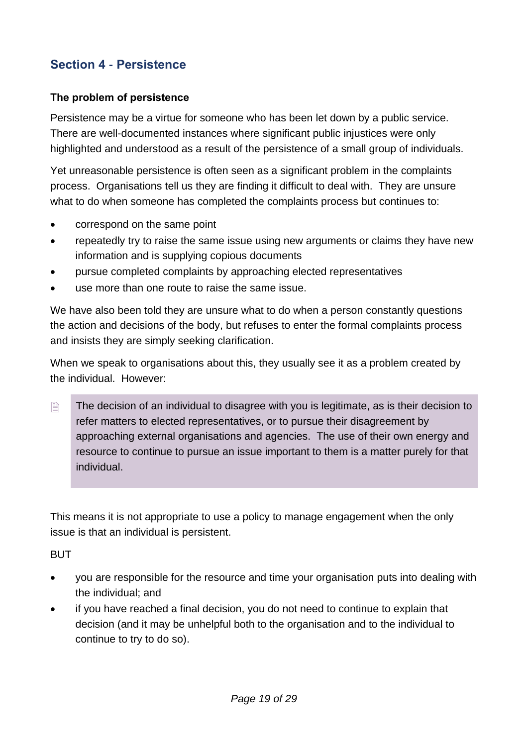## Section 4 - Persistence

### The problem of persistence

Persistence may be a virtue for someone who has been let down by a public service. There are well-documented instances where significant public injustices were only highlighted and understood as a result of the persistence of a small group of individuals.

Yet unreasonable persistence is often seen as a significant problem in the complaints process. Organisations tell us they are finding it difficult to deal with. They are unsure what to do when someone has completed the complaints process but continues to:

- correspond on the same point
- repeatedly try to raise the same issue using new arguments or claims they have new information and is supplying copious documents
- pursue completed complaints by approaching elected representatives
- use more than one route to raise the same issue.

We have also been told they are unsure what to do when a person constantly questions the action and decisions of the body, but refuses to enter the formal complaints process and insists they are simply seeking clarification.

When we speak to organisations about this, they usually see it as a problem created by the individual. However:

> The decision of an individual to disagree with you is legitimate, as is their decision to refer matters to elected representatives, or to pursue their disagreement by approaching external organisations and agencies. The use of their own energy and resource to continue to pursue an issue important to them is a matter purely for that individual.

This means it is not appropriate to use a policy to manage engagement when the only issue is that an individual is persistent.

BUT

- you are responsible for the resource and time your organisation puts into dealing with the individual; and
- if you have reached a final decision, you do not need to continue to explain that decision (and it may be unhelpful both to the organisation and to the individual to continue to try to do so).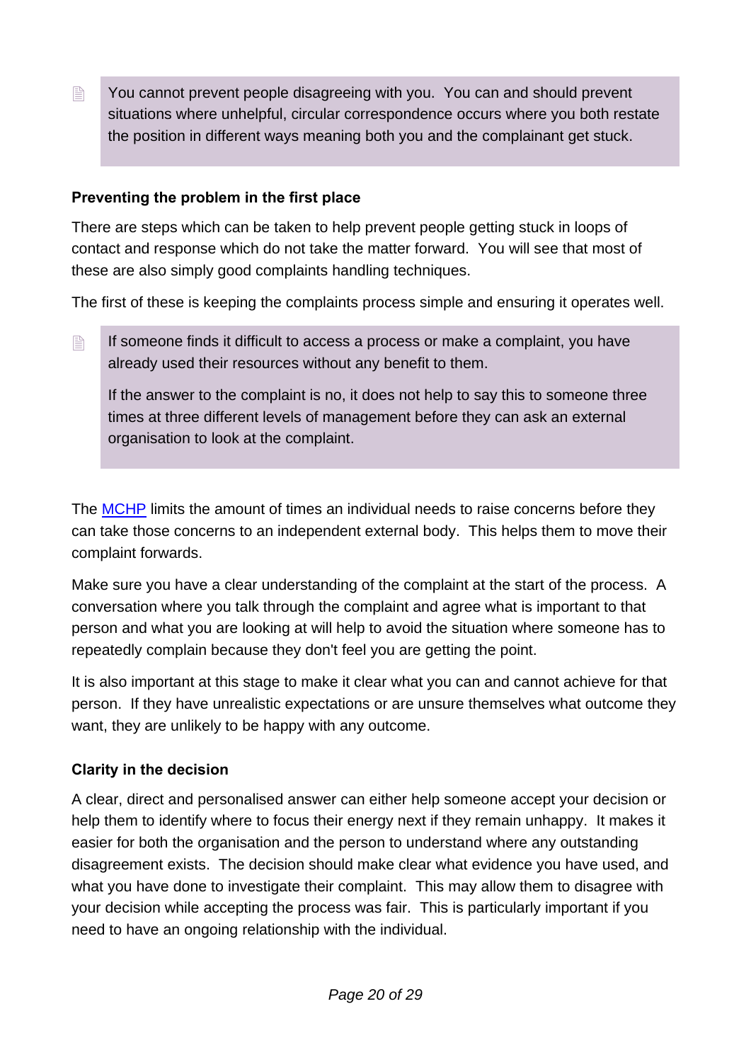> You cannot prevent people disagreeing with you. You can and should prevent situations where unhelpful, circular correspondence occurs where you both restate the position in different ways meaning both you and the complainant get stuck.

**Preventing the problem in the first place**

There are steps which can be taken to help prevent people getting stuck in loops of contact and response which do not take the matter forward. You will see that most of these are also simply good complaints handling techniques.

The first of these is keeping the complaints process simple and ensuring it operates well.

> If someone finds it difficult to access a process or make a complaint, you have already used their resources without any benefit to them.
>
> If the answer to the complaint is no, it does not help to say this to someone three times at three different levels of management before they can ask an external organisation to look at the complaint.

The MCHP limits the amount of times an individual needs to raise concerns before they can take those concerns to an independent external body. This helps them to move their complaint forwards.

Make sure you have a clear understanding of the complaint at the start of the process. A conversation where you talk through the complaint and agree what is important to that person and what you are looking at will help to avoid the situation where someone has to repeatedly complain because they don't feel you are getting the point.

It is also important at this stage to make it clear what you can and cannot achieve for that person. If they have unrealistic expectations or are unsure themselves what outcome they want, they are unlikely to be happy with any outcome.

**Clarity in the decision**

A clear, direct and personalised answer can either help someone accept your decision or help them to identify where to focus their energy next if they remain unhappy. It makes it easier for both the organisation and the person to understand where any outstanding disagreement exists. The decision should make clear what evidence you have used, and what you have done to investigate their complaint. This may allow them to disagree with your decision while accepting the process was fair. This is particularly important if you need to have an ongoing relationship with the individual.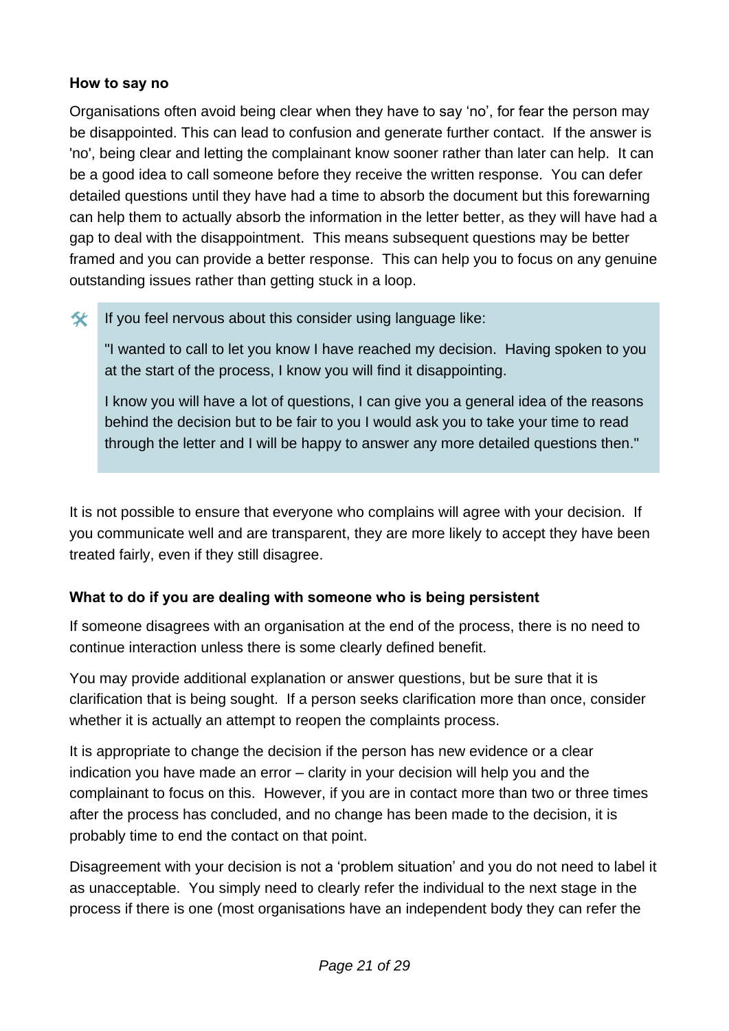**How to say no**

Organisations often avoid being clear when they have to say 'no', for fear the person may be disappointed. This can lead to confusion and generate further contact. If the answer is 'no', being clear and letting the complainant know sooner rather than later can help. It can be a good idea to call someone before they receive the written response. You can defer detailed questions until they have had a time to absorb the document but this forewarning can help them to actually absorb the information in the letter better, as they will have had a gap to deal with the disappointment. This means subsequent questions may be better framed and you can provide a better response. This can help you to focus on any genuine outstanding issues rather than getting stuck in a loop.

> 🛠 If you feel nervous about this consider using language like:
>
> "I wanted to call to let you know I have reached my decision. Having spoken to you at the start of the process, I know you will find it disappointing.
>
> I know you will have a lot of questions, I can give you a general idea of the reasons behind the decision but to be fair to you I would ask you to take your time to read through the letter and I will be happy to answer any more detailed questions then."

It is not possible to ensure that everyone who complains will agree with your decision. If you communicate well and are transparent, they are more likely to accept they have been treated fairly, even if they still disagree.

**What to do if you are dealing with someone who is being persistent**

If someone disagrees with an organisation at the end of the process, there is no need to continue interaction unless there is some clearly defined benefit.

You may provide additional explanation or answer questions, but be sure that it is clarification that is being sought. If a person seeks clarification more than once, consider whether it is actually an attempt to reopen the complaints process.

It is appropriate to change the decision if the person has new evidence or a clear indication you have made an error – clarity in your decision will help you and the complainant to focus on this. However, if you are in contact more than two or three times after the process has concluded, and no change has been made to the decision, it is probably time to end the contact on that point.

Disagreement with your decision is not a 'problem situation' and you do not need to label it as unacceptable. You simply need to clearly refer the individual to the next stage in the process if there is one (most organisations have an independent body they can refer the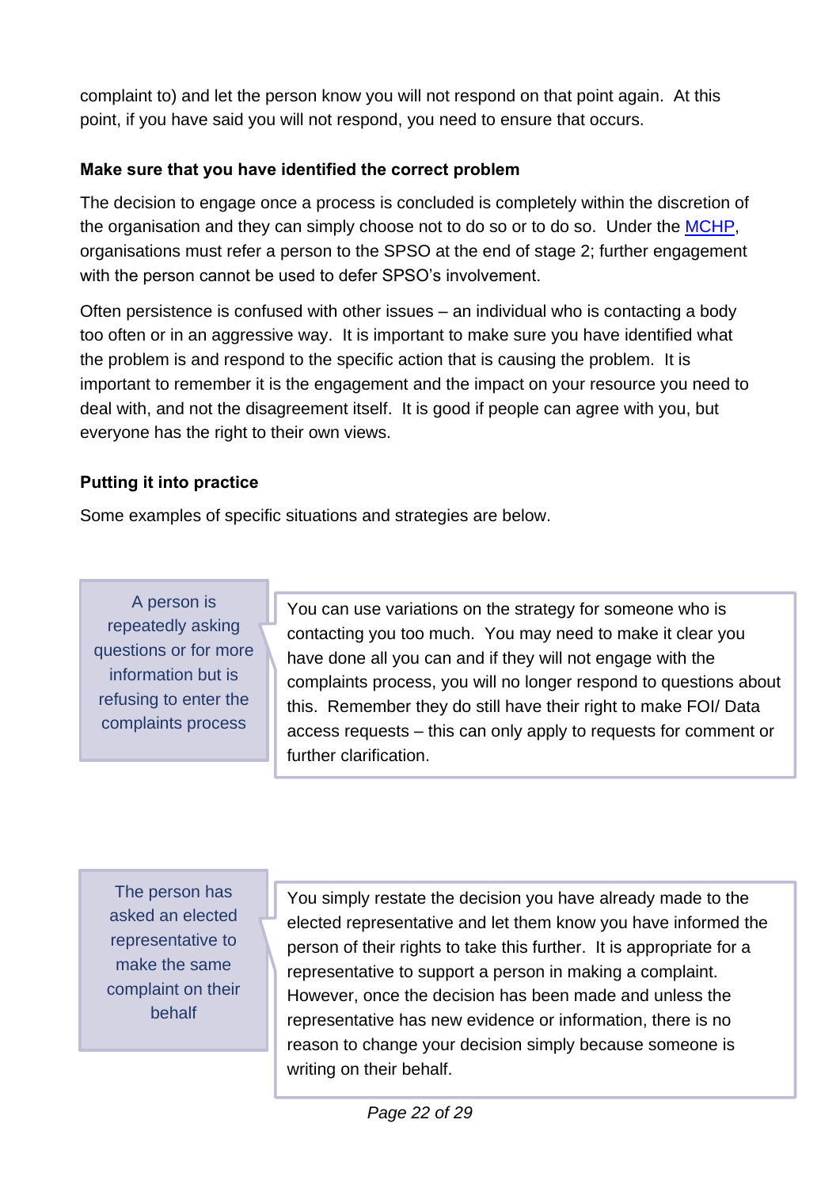complaint to) and let the person know you will not respond on that point again. At this point, if you have said you will not respond, you need to ensure that occurs.

**Make sure that you have identified the correct problem**

The decision to engage once a process is concluded is completely within the discretion of the organisation and they can simply choose not to do so or to do so. Under the [MCHP](), organisations must refer a person to the SPSO at the end of stage 2; further engagement with the person cannot be used to defer SPSO's involvement.

Often persistence is confused with other issues – an individual who is contacting a body too often or in an aggressive way. It is important to make sure you have identified what the problem is and respond to the specific action that is causing the problem. It is important to remember it is the engagement and the impact on your resource you need to deal with, and not the disagreement itself. It is good if people can agree with you, but everyone has the right to their own views.

**Putting it into practice**

Some examples of specific situations and strategies are below.

| Situation | Strategy |
| --- | --- |
| A person is repeatedly asking questions or for more information but is refusing to enter the complaints process | You can use variations on the strategy for someone who is contacting you too much. You may need to make it clear you have done all you can and if they will not engage with the complaints process, you will no longer respond to questions about this. Remember they do still have their right to make FOI/ Data access requests – this can only apply to requests for comment or further clarification. |
| The person has asked an elected representative to make the same complaint on their behalf | You simply restate the decision you have already made to the elected representative and let them know you have informed the person of their rights to take this further. It is appropriate for a representative to support a person in making a complaint. However, once the decision has been made and unless the representative has new evidence or information, there is no reason to change your decision simply because someone is writing on their behalf. |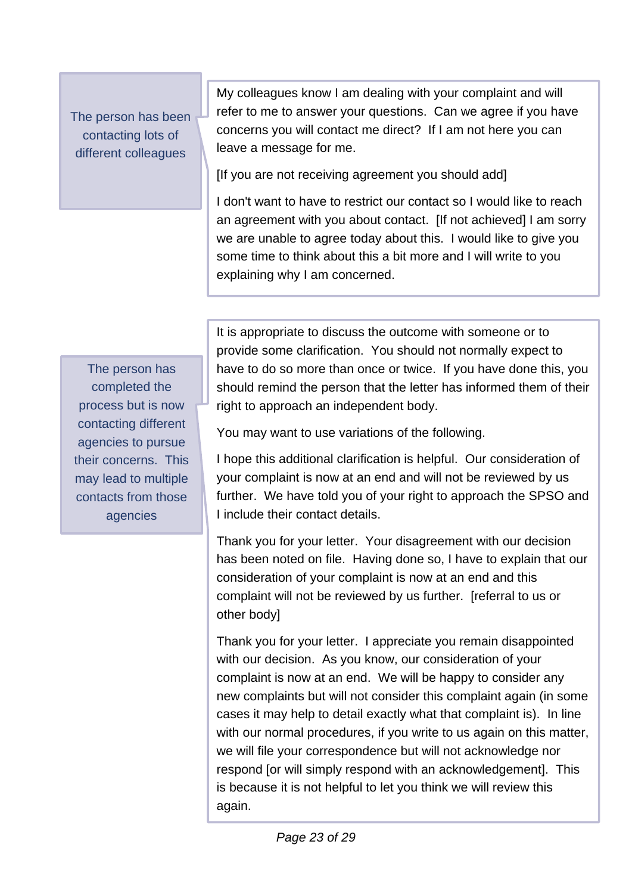| | |
|---|---|
| The person has been contacting lots of different colleagues | My colleagues know I am dealing with your complaint and will refer to me to answer your questions. Can we agree if you have concerns you will contact me direct? If I am not here you can leave a message for me.<br><br>[If you are not receiving agreement you should add]<br><br>I don't want to have to restrict our contact so I would like to reach an agreement with you about contact. [If not achieved] I am sorry we are unable to agree today about this. I would like to give you some time to think about this a bit more and I will write to you explaining why I am concerned. |
| The person has completed the process but is now contacting different agencies to pursue their concerns. This may lead to multiple contacts from those agencies | It is appropriate to discuss the outcome with someone or to provide some clarification. You should not normally expect to have to do so more than once or twice. If you have done this, you should remind the person that the letter has informed them of their right to approach an independent body.<br><br>You may want to use variations of the following.<br><br>I hope this additional clarification is helpful. Our consideration of your complaint is now at an end and will not be reviewed by us further. We have told you of your right to approach the SPSO and I include their contact details.<br><br>Thank you for your letter. Your disagreement with our decision has been noted on file. Having done so, I have to explain that our consideration of your complaint is now at an end and this complaint will not be reviewed by us further. [referral to us or other body]<br><br>Thank you for your letter. I appreciate you remain disappointed with our decision. As you know, our consideration of your complaint is now at an end. We will be happy to consider any new complaints but will not consider this complaint again (in some cases it may help to detail exactly what that complaint is). In line with our normal procedures, if you write to us again on this matter, we will file your correspondence but will not acknowledge nor respond [or will simply respond with an acknowledgement]. This is because it is not helpful to let you think we will review this again. |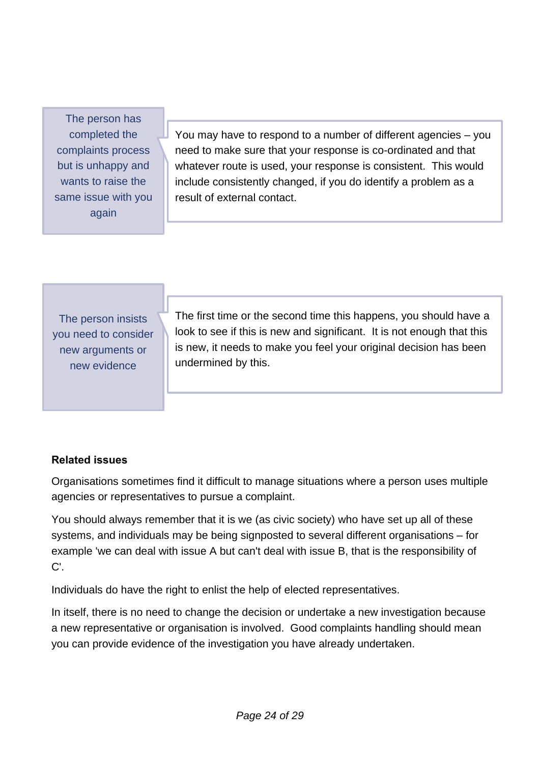| Situation | Guidance |
|---|---|
| The person has completed the complaints process but is unhappy and wants to raise the same issue with you again | You may have to respond to a number of different agencies – you need to make sure that your response is co-ordinated and that whatever route is used, your response is consistent. This would include consistently changed, if you do identify a problem as a result of external contact. |
| The person insists you need to consider new arguments or new evidence | The first time or the second time this happens, you should have a look to see if this is new and significant. It is not enough that this is new, it needs to make you feel your original decision has been undermined by this. |

**Related issues**

Organisations sometimes find it difficult to manage situations where a person uses multiple agencies or representatives to pursue a complaint.

You should always remember that it is we (as civic society) who have set up all of these systems, and individuals may be being signposted to several different organisations – for example 'we can deal with issue A but can't deal with issue B, that is the responsibility of C'.

Individuals do have the right to enlist the help of elected representatives.

In itself, there is no need to change the decision or undertake a new investigation because a new representative or organisation is involved. Good complaints handling should mean you can provide evidence of the investigation you have already undertaken.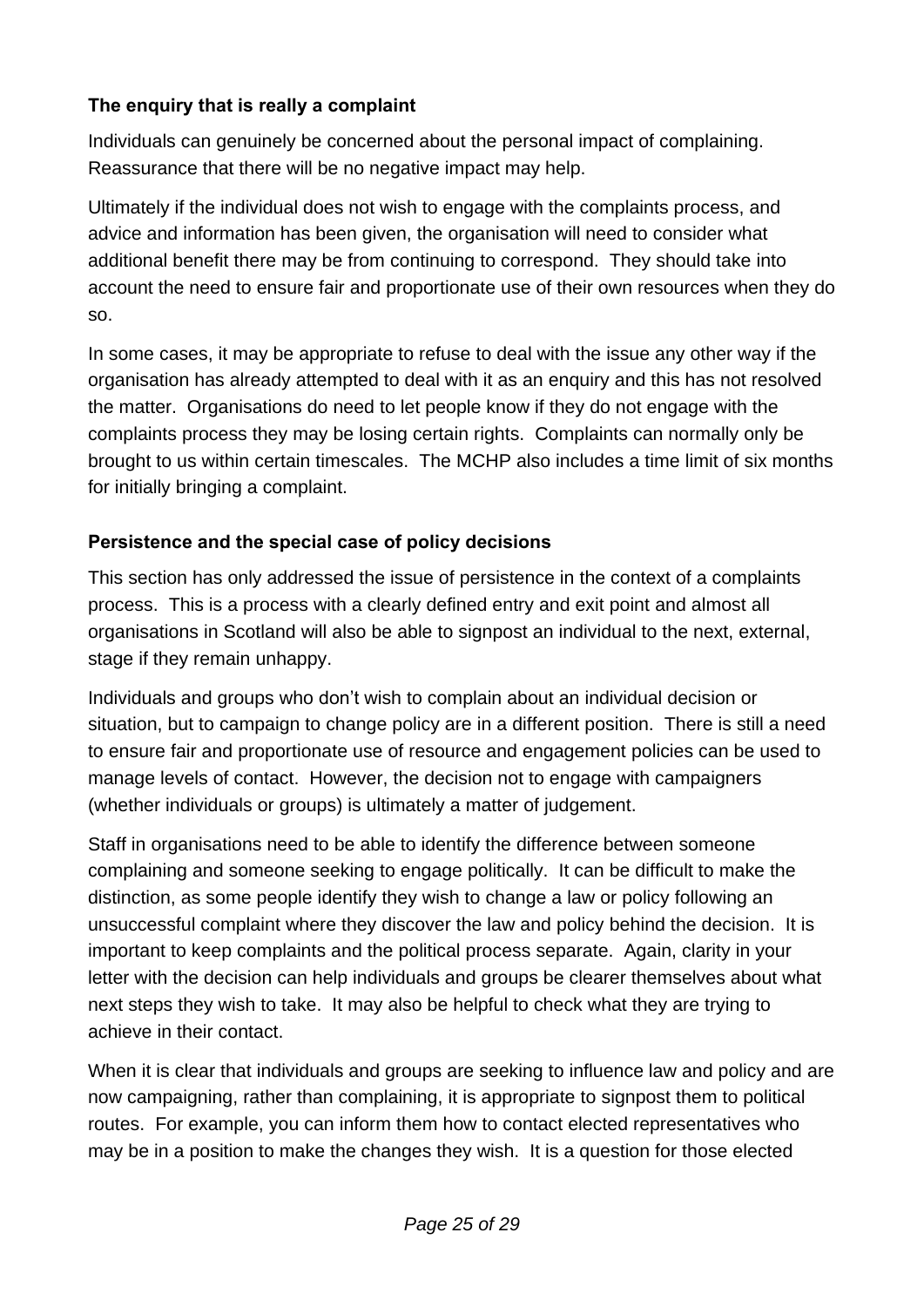**The enquiry that is really a complaint**

Individuals can genuinely be concerned about the personal impact of complaining. Reassurance that there will be no negative impact may help.

Ultimately if the individual does not wish to engage with the complaints process, and advice and information has been given, the organisation will need to consider what additional benefit there may be from continuing to correspond. They should take into account the need to ensure fair and proportionate use of their own resources when they do so.

In some cases, it may be appropriate to refuse to deal with the issue any other way if the organisation has already attempted to deal with it as an enquiry and this has not resolved the matter. Organisations do need to let people know if they do not engage with the complaints process they may be losing certain rights. Complaints can normally only be brought to us within certain timescales. The MCHP also includes a time limit of six months for initially bringing a complaint.

**Persistence and the special case of policy decisions**

This section has only addressed the issue of persistence in the context of a complaints process. This is a process with a clearly defined entry and exit point and almost all organisations in Scotland will also be able to signpost an individual to the next, external, stage if they remain unhappy.

Individuals and groups who don't wish to complain about an individual decision or situation, but to campaign to change policy are in a different position. There is still a need to ensure fair and proportionate use of resource and engagement policies can be used to manage levels of contact. However, the decision not to engage with campaigners (whether individuals or groups) is ultimately a matter of judgement.

Staff in organisations need to be able to identify the difference between someone complaining and someone seeking to engage politically. It can be difficult to make the distinction, as some people identify they wish to change a law or policy following an unsuccessful complaint where they discover the law and policy behind the decision. It is important to keep complaints and the political process separate. Again, clarity in your letter with the decision can help individuals and groups be clearer themselves about what next steps they wish to take. It may also be helpful to check what they are trying to achieve in their contact.

When it is clear that individuals and groups are seeking to influence law and policy and are now campaigning, rather than complaining, it is appropriate to signpost them to political routes. For example, you can inform them how to contact elected representatives who may be in a position to make the changes they wish. It is a question for those elected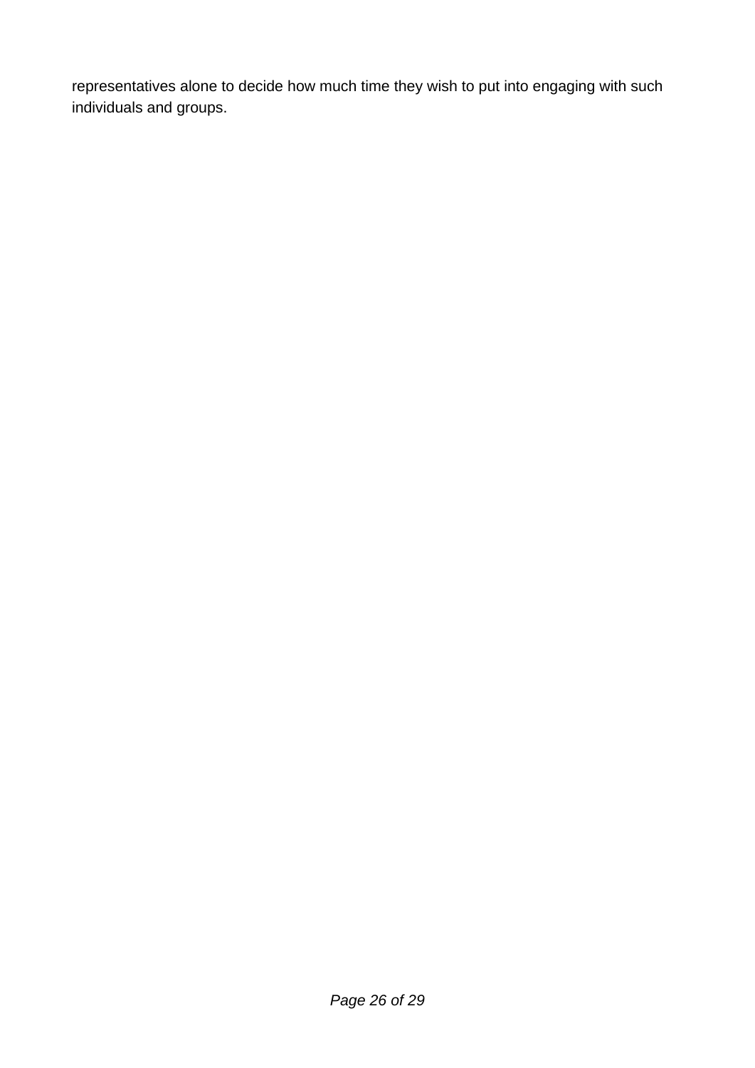representatives alone to decide how much time they wish to put into engaging with such individuals and groups.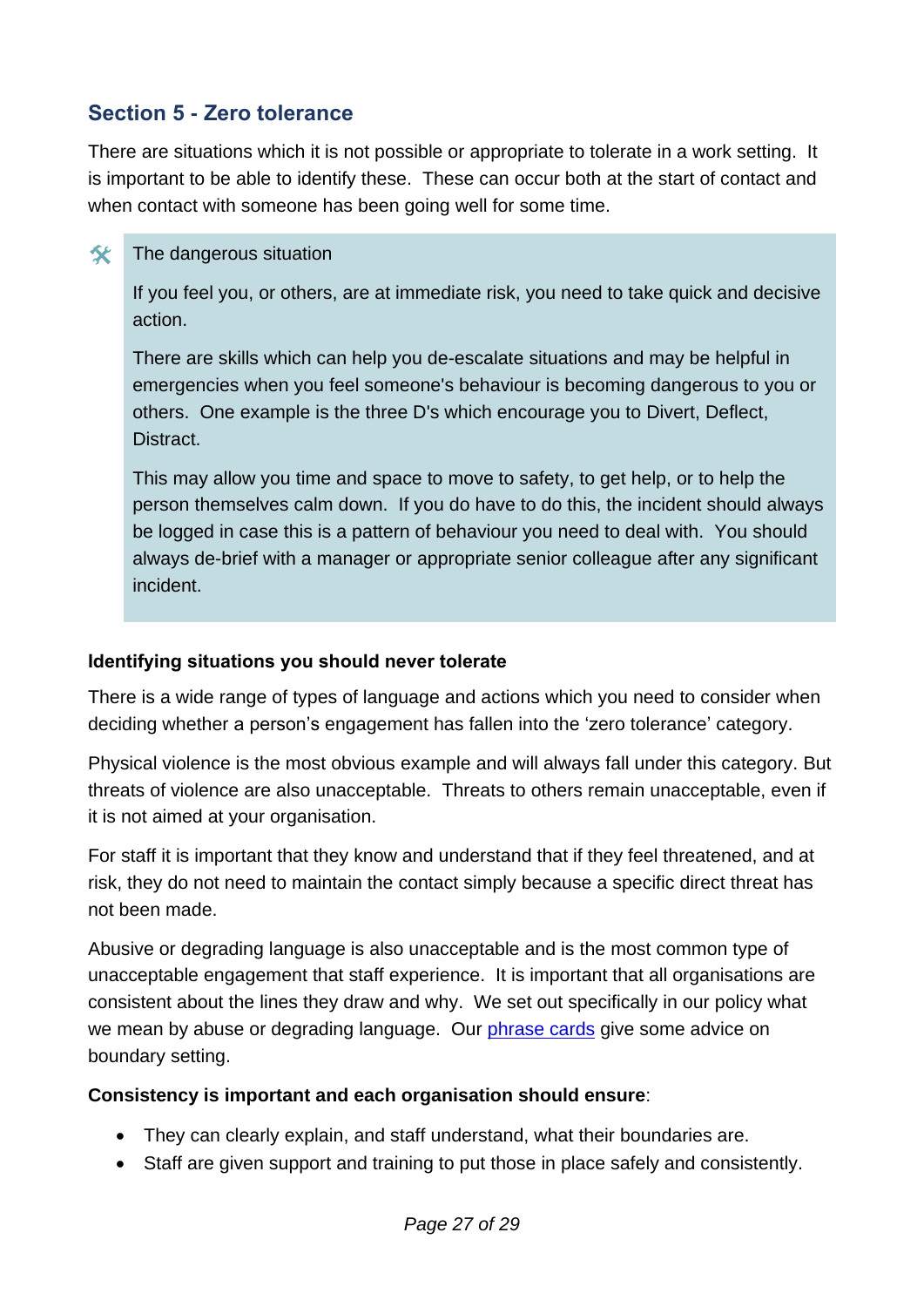## Section 5 - Zero tolerance

There are situations which it is not possible or appropriate to tolerate in a work setting. It is important to be able to identify these. These can occur both at the start of contact and when contact with someone has been going well for some time.

> 🛠 The dangerous situation
>
> If you feel you, or others, are at immediate risk, you need to take quick and decisive action.
>
> There are skills which can help you de-escalate situations and may be helpful in emergencies when you feel someone's behaviour is becoming dangerous to you or others. One example is the three D's which encourage you to Divert, Deflect, Distract.
>
> This may allow you time and space to move to safety, to get help, or to help the person themselves calm down. If you do have to do this, the incident should always be logged in case this is a pattern of behaviour you need to deal with. You should always de-brief with a manager or appropriate senior colleague after any significant incident.

**Identifying situations you should never tolerate**

There is a wide range of types of language and actions which you need to consider when deciding whether a person's engagement has fallen into the 'zero tolerance' category.

Physical violence is the most obvious example and will always fall under this category. But threats of violence are also unacceptable. Threats to others remain unacceptable, even if it is not aimed at your organisation.

For staff it is important that they know and understand that if they feel threatened, and at risk, they do not need to maintain the contact simply because a specific direct threat has not been made.

Abusive or degrading language is also unacceptable and is the most common type of unacceptable engagement that staff experience. It is important that all organisations are consistent about the lines they draw and why. We set out specifically in our policy what we mean by abuse or degrading language. Our phrase cards give some advice on boundary setting.

**Consistency is important and each organisation should ensure**:

- They can clearly explain, and staff understand, what their boundaries are.
- Staff are given support and training to put those in place safely and consistently.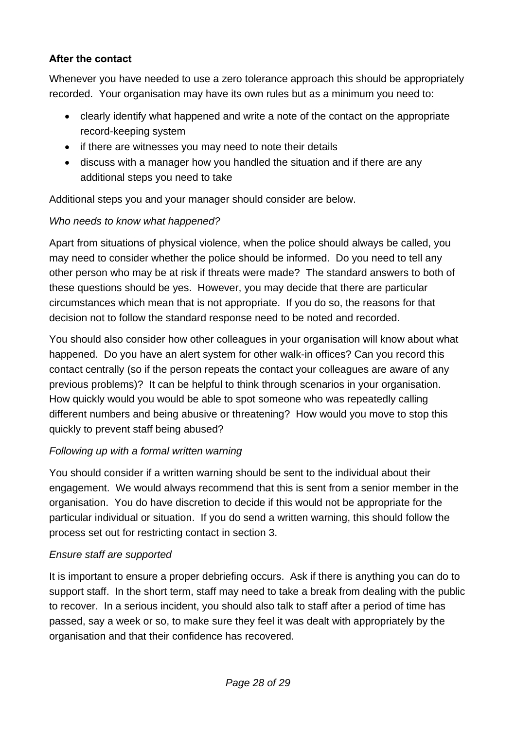**After the contact**

Whenever you have needed to use a zero tolerance approach this should be appropriately recorded. Your organisation may have its own rules but as a minimum you need to:

- clearly identify what happened and write a note of the contact on the appropriate record-keeping system
- if there are witnesses you may need to note their details
- discuss with a manager how you handled the situation and if there are any additional steps you need to take

Additional steps you and your manager should consider are below.

*Who needs to know what happened?*

Apart from situations of physical violence, when the police should always be called, you may need to consider whether the police should be informed. Do you need to tell any other person who may be at risk if threats were made? The standard answers to both of these questions should be yes. However, you may decide that there are particular circumstances which mean that is not appropriate. If you do so, the reasons for that decision not to follow the standard response need to be noted and recorded.

You should also consider how other colleagues in your organisation will know about what happened. Do you have an alert system for other walk-in offices? Can you record this contact centrally (so if the person repeats the contact your colleagues are aware of any previous problems)? It can be helpful to think through scenarios in your organisation. How quickly would you would be able to spot someone who was repeatedly calling different numbers and being abusive or threatening? How would you move to stop this quickly to prevent staff being abused?

*Following up with a formal written warning*

You should consider if a written warning should be sent to the individual about their engagement. We would always recommend that this is sent from a senior member in the organisation. You do have discretion to decide if this would not be appropriate for the particular individual or situation. If you do send a written warning, this should follow the process set out for restricting contact in section 3.

*Ensure staff are supported*

It is important to ensure a proper debriefing occurs. Ask if there is anything you can do to support staff. In the short term, staff may need to take a break from dealing with the public to recover. In a serious incident, you should also talk to staff after a period of time has passed, say a week or so, to make sure they feel it was dealt with appropriately by the organisation and that their confidence has recovered.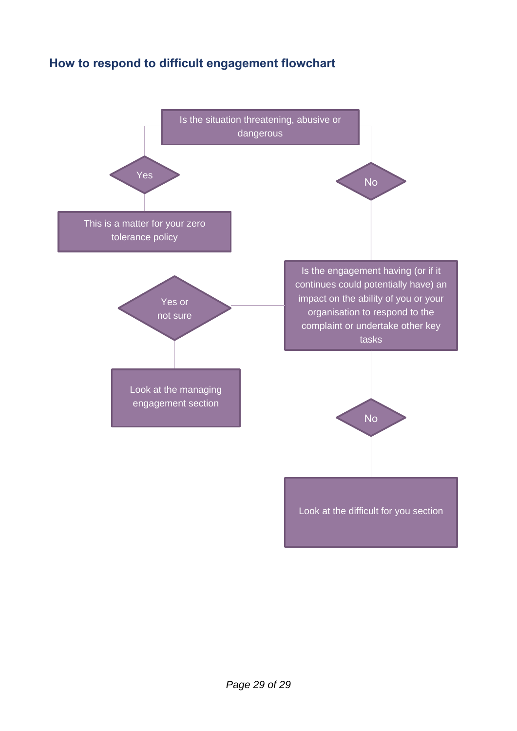## How to respond to difficult engagement flowchart

Is the situation threatening, abusive or dangerous

Yes

This is a matter for your zero tolerance policy

No

Is the engagement having (or if it continues could potentially have) an impact on the ability of you or your organisation to respond to the complaint or undertake other key tasks

Yes or not sure

Look at the managing engagement section

No

Look at the difficult for you section